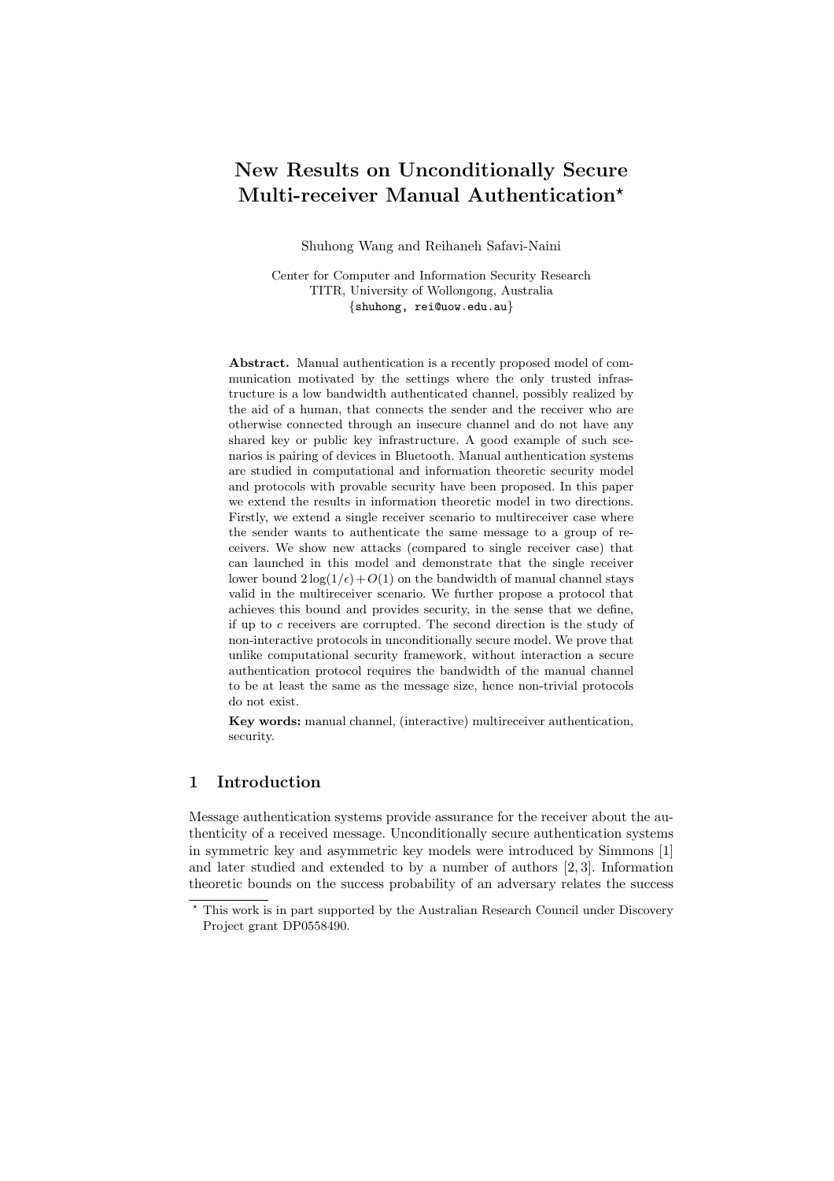# New Results on Unconditionally Secure Multi-receiver Manual Authentication*

Shuhong Wang and Reihaneh Safavi-Naini

Center for Computer and Information Security Research
TITR, University of Wollongong, Australia
{shuhong, rei@uow.edu.au}

**Abstract.** Manual authentication is a recently proposed model of communication motivated by the settings where the only trusted infrastructure is a low bandwidth authenticated channel, possibly realized by the aid of a human, that connects the sender and the receiver who are otherwise connected through an insecure channel and do not have any shared key or public key infrastructure. A good example of such scenarios is pairing of devices in Bluetooth. Manual authentication systems are studied in computational and information theoretic security model and protocols with provable security have been proposed. In this paper we extend the results in information theoretic model in two directions. Firstly, we extend a single receiver scenario to multireceiver case where the sender wants to authenticate the same message to a group of receivers. We show new attacks (compared to single receiver case) that can launched in this model and demonstrate that the single receiver lower bound $2\log(1/\epsilon)+O(1)$ on the bandwidth of manual channel stays valid in the multireceiver scenario. We further propose a protocol that achieves this bound and provides security, in the sense that we define, if up to $c$ receivers are corrupted. The second direction is the study of non-interactive protocols in unconditionally secure model. We prove that unlike computational security framework, without interaction a secure authentication protocol requires the bandwidth of the manual channel to be at least the same as the message size, hence non-trivial protocols do not exist.

**Key words:** manual channel, (interactive) multireceiver authentication, security.

## 1 Introduction

Message authentication systems provide assurance for the receiver about the authenticity of a received message. Unconditionally secure authentication systems in symmetric key and asymmetric key models were introduced by Simmons [1] and later studied and extended to by a number of authors [2, 3]. Information theoretic bounds on the success probability of an adversary relates the success

* This work is in part supported by the Australian Research Council under Discovery Project grant DP0558490.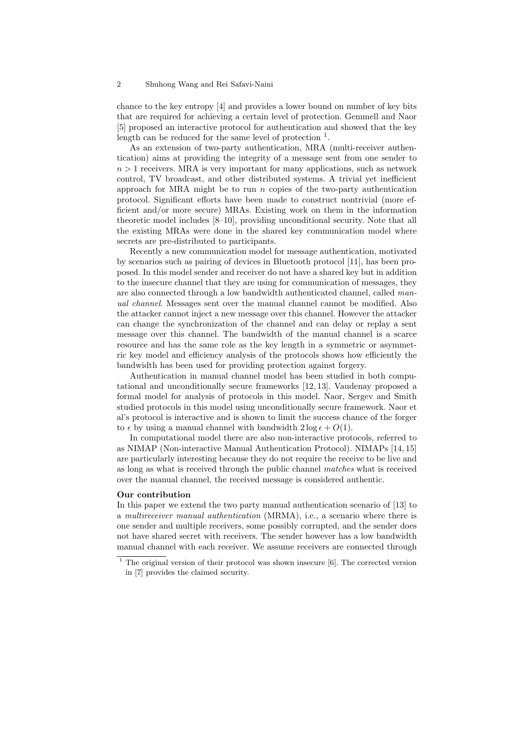chance to the key entropy [4] and provides a lower bound on number of key bits that are required for achieving a certain level of protection. Gemmell and Naor [5] proposed an interactive protocol for authentication and showed that the key length can be reduced for the same level of protection [1].

As an extension of two-party authentication, MRA (multi-receiver authentication) aims at providing the integrity of a message sent from one sender to $n > 1$ receivers. MRA is very important for many applications, such as network control, TV broadcast, and other distributed systems. A trivial yet inefficient approach for MRA might be to run $n$ copies of the two-party authentication protocol. Significant efforts have been made to construct nontrivial (more efficient and/or more secure) MRAs. Existing work on them in the information theoretic model includes [8–10], providing unconditional security. Note that all the existing MRAs were done in the shared key communication model where secrets are pre-distributed to participants.

Recently a new communication model for message authentication, motivated by scenarios such as pairing of devices in Bluetooth protocol [11], has been proposed. In this model sender and receiver do not have a shared key but in addition to the insecure channel that they are using for communication of messages, they are also connected through a low bandwidth authenticated channel, called *manual channel*. Messages sent over the manual channel cannot be modified. Also the attacker cannot inject a new message over this channel. However the attacker can change the synchronization of the channel and can delay or replay a sent message over this channel. The bandwidth of the manual channel is a scarce resource and has the same role as the key length in a symmetric or asymmetric key model and efficiency analysis of the protocols shows how efficiently the bandwidth has been used for providing protection against forgery.

Authentication in manual channel model has been studied in both computational and unconditionally secure frameworks [12, 13]. Vaudenay proposed a formal model for analysis of protocols in this model. Naor, Sergev and Smith studied protocols in this model using unconditionally secure framework. Naor et al's protocol is interactive and is shown to limit the success chance of the forger to $\epsilon$ by using a manual channel with bandwidth $2 \log \epsilon + O(1)$.

In computational model there are also non-interactive protocols, referred to as NIMAP (Non-interactive Manual Authentication Protocol). NIMAPs [14, 15] are particularly interesting because they do not require the receive to be live and as long as what is received through the public channel *matches* what is received over the manual channel, the received message is considered authentic.

**Our contribution**

In this paper we extend the two party manual authentication scenario of [13] to a *multireceiver manual authentication* (MRMA), i.e., a scenario where there is one sender and multiple receivers, some possibly corrupted, and the sender does not have shared secret with receivers. The sender however has a low bandwidth manual channel with each receiver. We assume receivers are connected through

[1] The original version of their protocol was shown insecure [6]. The corrected version in [7] provides the claimed security.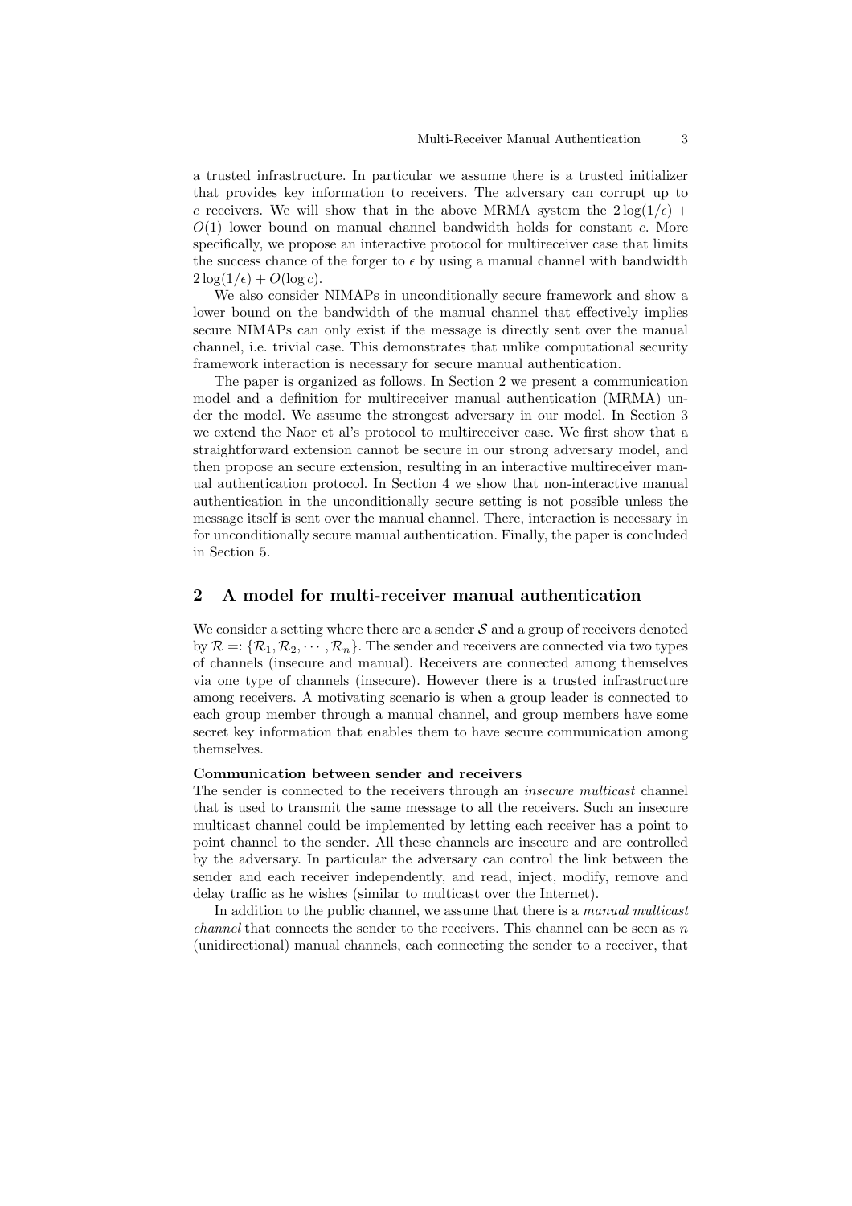a trusted infrastructure. In particular we assume there is a trusted initializer that provides key information to receivers. The adversary can corrupt up to $c$ receivers. We will show that in the above MRMA system the $2\log(1/\epsilon) + O(1)$ lower bound on manual channel bandwidth holds for constant $c$. More specifically, we propose an interactive protocol for multireceiver case that limits the success chance of the forger to $\epsilon$ by using a manual channel with bandwidth $2\log(1/\epsilon) + O(\log c)$.

We also consider NIMAPs in unconditionally secure framework and show a lower bound on the bandwidth of the manual channel that effectively implies secure NIMAPs can only exist if the message is directly sent over the manual channel, i.e. trivial case. This demonstrates that unlike computational security framework interaction is necessary for secure manual authentication.

The paper is organized as follows. In Section 2 we present a communication model and a definition for multireceiver manual authentication (MRMA) under the model. We assume the strongest adversary in our model. In Section 3 we extend the Naor et al's protocol to multireceiver case. We first show that a straightforward extension cannot be secure in our strong adversary model, and then propose an secure extension, resulting in an interactive multireceiver manual authentication protocol. In Section 4 we show that non-interactive manual authentication in the unconditionally secure setting is not possible unless the message itself is sent over the manual channel. There, interaction is necessary in for unconditionally secure manual authentication. Finally, the paper is concluded in Section 5.

## 2 A model for multi-receiver manual authentication

We consider a setting where there are a sender $\mathcal{S}$ and a group of receivers denoted by $\mathcal{R} =: \{\mathcal{R}_1, \mathcal{R}_2, \cdots, \mathcal{R}_n\}$. The sender and receivers are connected via two types of channels (insecure and manual). Receivers are connected among themselves via one type of channels (insecure). However there is a trusted infrastructure among receivers. A motivating scenario is when a group leader is connected to each group member through a manual channel, and group members have some secret key information that enables them to have secure communication among themselves.

**Communication between sender and receivers**

The sender is connected to the receivers through an *insecure multicast* channel that is used to transmit the same message to all the receivers. Such an insecure multicast channel could be implemented by letting each receiver has a point to point channel to the sender. All these channels are insecure and are controlled by the adversary. In particular the adversary can control the link between the sender and each receiver independently, and read, inject, modify, remove and delay traffic as he wishes (similar to multicast over the Internet).

In addition to the public channel, we assume that there is a *manual multicast channel* that connects the sender to the receivers. This channel can be seen as $n$ (unidirectional) manual channels, each connecting the sender to a receiver, that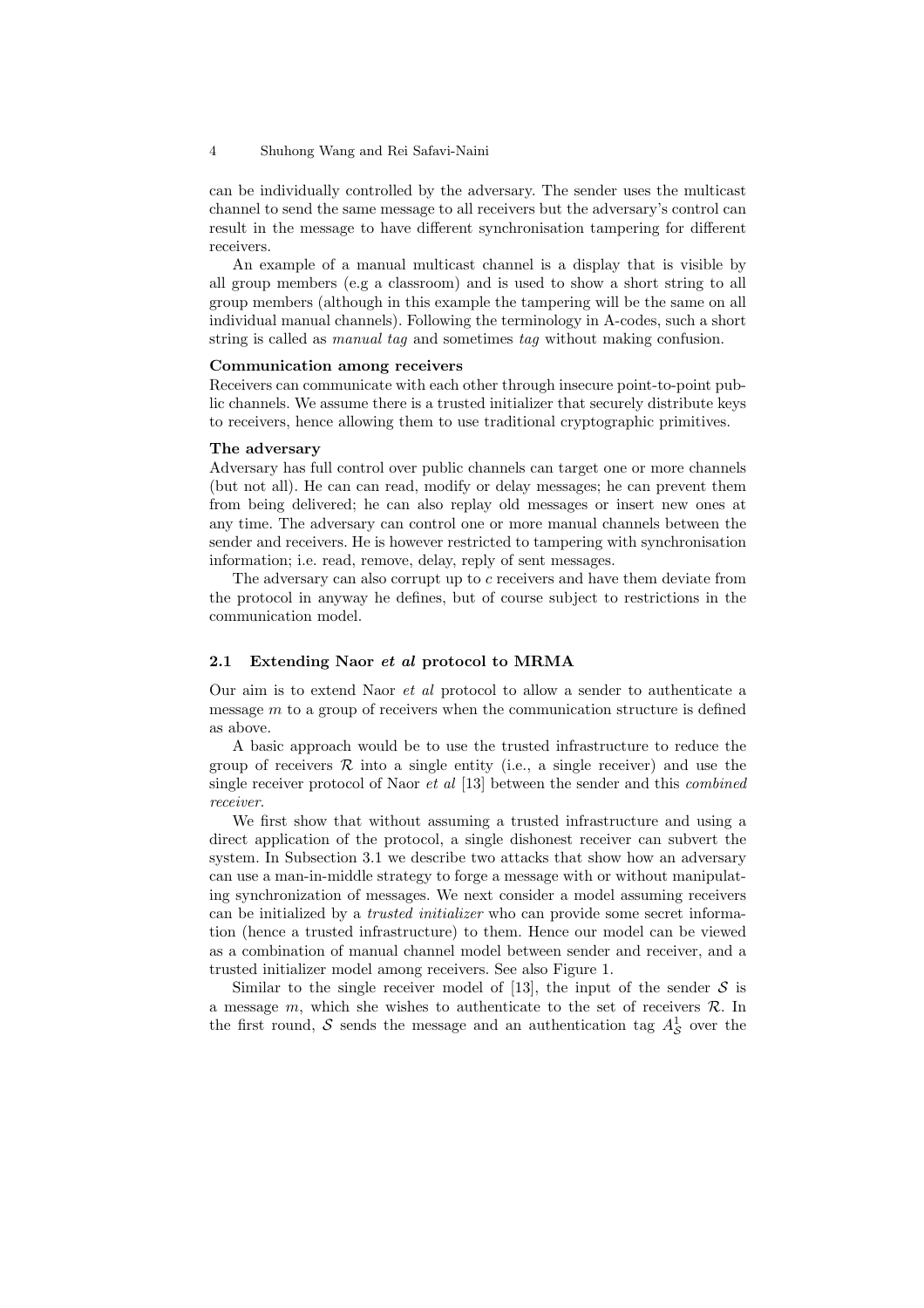can be individually controlled by the adversary. The sender uses the multicast channel to send the same message to all receivers but the adversary's control can result in the message to have different synchronisation tampering for different receivers.

An example of a manual multicast channel is a display that is visible by all group members (e.g a classroom) and is used to show a short string to all group members (although in this example the tampering will be the same on all individual manual channels). Following the terminology in A-codes, such a short string is called as *manual tag* and sometimes *tag* without making confusion.

**Communication among receivers**
Receivers can communicate with each other through insecure point-to-point public channels. We assume there is a trusted initializer that securely distribute keys to receivers, hence allowing them to use traditional cryptographic primitives.

**The adversary**
Adversary has full control over public channels can target one or more channels (but not all). He can can read, modify or delay messages; he can prevent them from being delivered; he can also replay old messages or insert new ones at any time. The adversary can control one or more manual channels between the sender and receivers. He is however restricted to tampering with synchronisation information; i.e. read, remove, delay, reply of sent messages.

The adversary can also corrupt up to $c$ receivers and have them deviate from the protocol in anyway he defines, but of course subject to restrictions in the communication model.

### 2.1 Extending Naor *et al* protocol to MRMA

Our aim is to extend Naor *et al* protocol to allow a sender to authenticate a message $m$ to a group of receivers when the communication structure is defined as above.

A basic approach would be to use the trusted infrastructure to reduce the group of receivers $\mathcal{R}$ into a single entity (i.e., a single receiver) and use the single receiver protocol of Naor *et al* [13] between the sender and this *combined receiver*.

We first show that without assuming a trusted infrastructure and using a direct application of the protocol, a single dishonest receiver can subvert the system. In Subsection 3.1 we describe two attacks that show how an adversary can use a man-in-middle strategy to forge a message with or without manipulating synchronization of messages. We next consider a model assuming receivers can be initialized by a *trusted initializer* who can provide some secret information (hence a trusted infrastructure) to them. Hence our model can be viewed as a combination of manual channel model between sender and receiver, and a trusted initializer model among receivers. See also Figure 1.

Similar to the single receiver model of [13], the input of the sender $\mathcal{S}$ is a message $m$, which she wishes to authenticate to the set of receivers $\mathcal{R}$. In the first round, $\mathcal{S}$ sends the message and an authentication tag $A^1_{\mathcal{S}}$ over the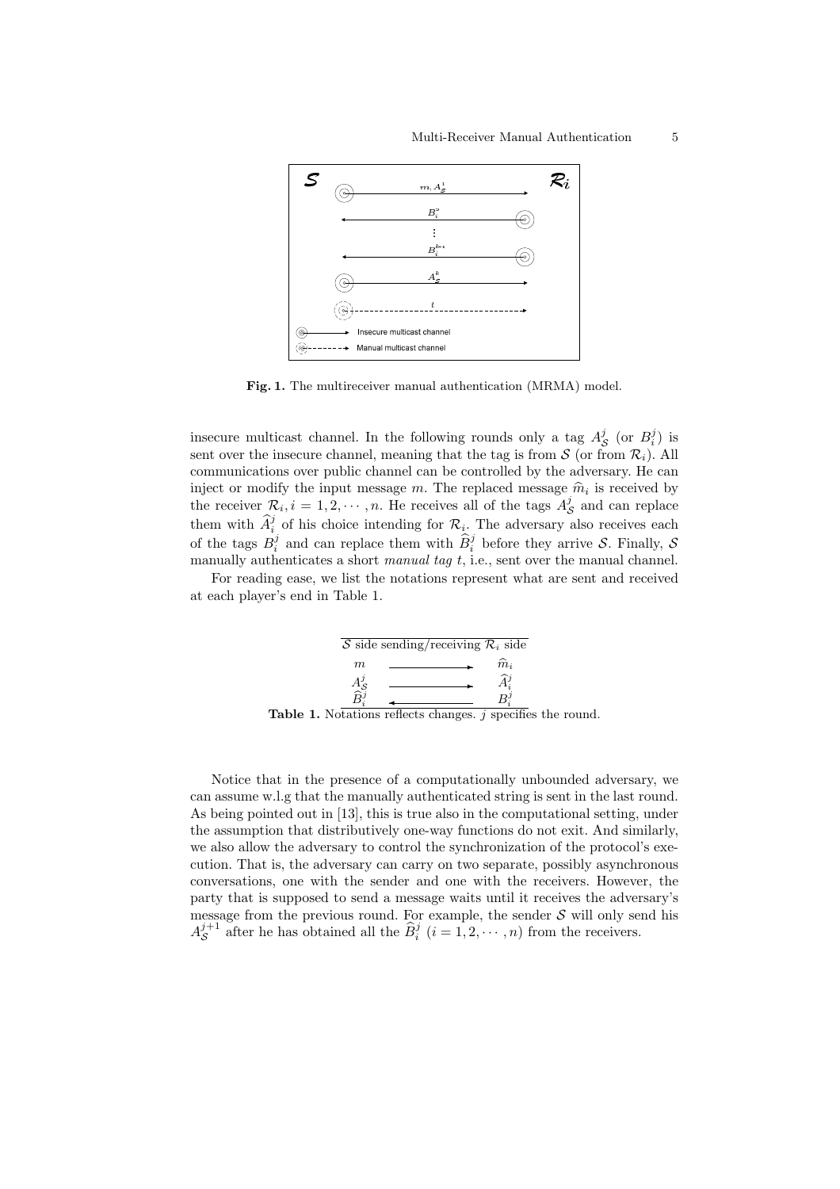**Fig. 1.** The multireceiver manual authentication (MRMA) model.

insecure multicast channel. In the following rounds only a tag $A_{\mathcal{S}}^j$ (or $B_i^j$) is sent over the insecure channel, meaning that the tag is from $\mathcal{S}$ (or from $\mathcal{R}_i$). All communications over public channel can be controlled by the adversary. He can inject or modify the input message $m$. The replaced message $\widehat{m}_i$ is received by the receiver $\mathcal{R}_i, i = 1, 2, \cdots, n$. He receives all of the tags $A_{\mathcal{S}}^j$ and can replace them with $\widehat{A}_i^j$ of his choice intending for $\mathcal{R}_i$. The adversary also receives each of the tags $B_i^j$ and can replace them with $\widehat{B}_i^j$ before they arrive $\mathcal{S}$. Finally, $\mathcal{S}$ manually authenticates a short *manual tag* $t$, i.e., sent over the manual channel.

For reading ease, we list the notations represent what are sent and received at each player's end in Table 1.

| $\mathcal{S}$ side | sending/receiving | $\mathcal{R}_i$ side |
| --- | --- | --- |
| $m$ | $\longrightarrow$ | $\widehat{m}_i$ |
| $A_{\mathcal{S}}^j$ | $\longrightarrow$ | $\widehat{A}_i^j$ |
| $\widehat{B}_i^j$ | $\longleftarrow$ | $B_i^j$ |

**Table 1.** Notations reflects changes. $j$ specifies the round.

Notice that in the presence of a computationally unbounded adversary, we can assume w.l.g that the manually authenticated string is sent in the last round. As being pointed out in [13], this is true also in the computational setting, under the assumption that distributively one-way functions do not exit. And similarly, we also allow the adversary to control the synchronization of the protocol's execution. That is, the adversary can carry on two separate, possibly asynchronous conversations, one with the sender and one with the receivers. However, the party that is supposed to send a message waits until it receives the adversary's message from the previous round. For example, the sender $\mathcal{S}$ will only send his $A_{\mathcal{S}}^{j+1}$ after he has obtained all the $\widehat{B}_i^j$ $(i = 1, 2, \cdots, n)$ from the receivers.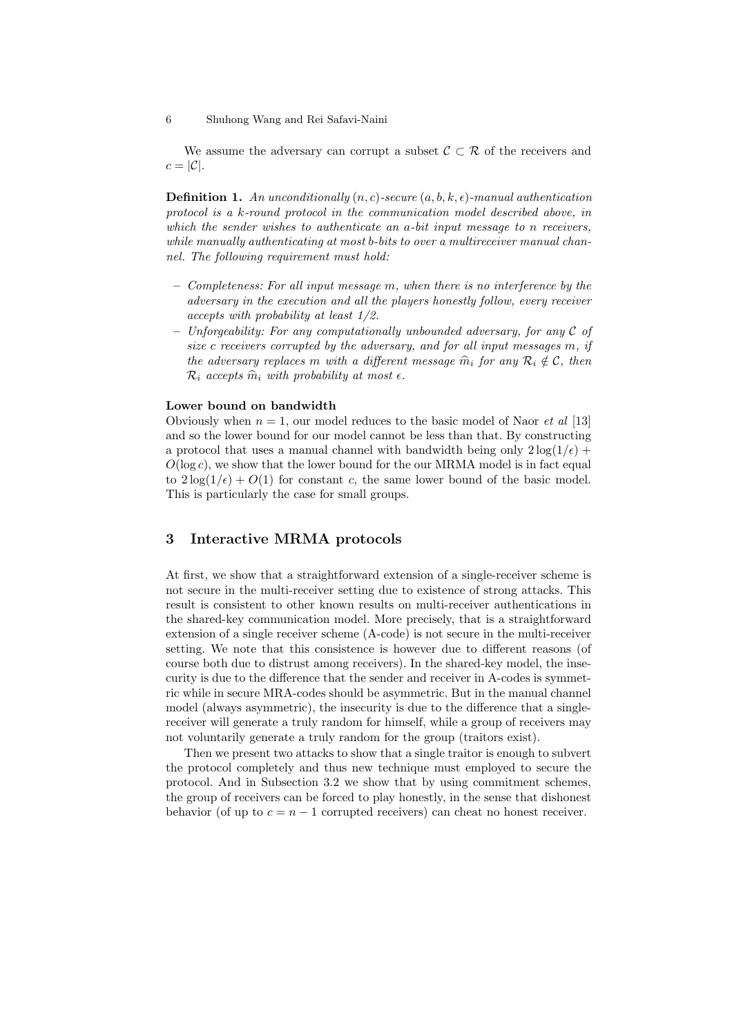We assume the adversary can corrupt a subset $\mathcal{C} \subset \mathcal{R}$ of the receivers and $c = |\mathcal{C}|$.

**Definition 1.** *An unconditionally $(n, c)$-secure $(a, b, k, \epsilon)$-manual authentication protocol is a $k$-round protocol in the communication model described above, in which the sender wishes to authenticate an $a$-bit input message to $n$ receivers, while manually authenticating at most $b$-bits to over a multireceiver manual channel. The following requirement must hold:*

- *Completeness: For all input message $m$, when there is no interference by the adversary in the execution and all the players honestly follow, every receiver accepts with probability at least 1/2.*
- *Unforgeability: For any computationally unbounded adversary, for any $\mathcal{C}$ of size $c$ receivers corrupted by the adversary, and for all input messages $m$, if the adversary replaces $m$ with a different message $\widehat{m}_i$ for any $\mathcal{R}_i \notin \mathcal{C}$, then $\mathcal{R}_i$ accepts $\widehat{m}_i$ with probability at most $\epsilon$.*

**Lower bound on bandwidth**

Obviously when $n = 1$, our model reduces to the basic model of Naor *et al* [13] and so the lower bound for our model cannot be less than that. By constructing a protocol that uses a manual channel with bandwidth being only $2\log(1/\epsilon) + O(\log c)$, we show that the lower bound for the our MRMA model is in fact equal to $2\log(1/\epsilon) + O(1)$ for constant $c$, the same lower bound of the basic model. This is particularly the case for small groups.

## 3 Interactive MRMA protocols

At first, we show that a straightforward extension of a single-receiver scheme is not secure in the multi-receiver setting due to existence of strong attacks. This result is consistent to other known results on multi-receiver authentications in the shared-key communication model. More precisely, that is a straightforward extension of a single receiver scheme (A-code) is not secure in the multi-receiver setting. We note that this consistence is however due to different reasons (of course both due to distrust among receivers). In the shared-key model, the insecurity is due to the difference that the sender and receiver in A-codes is symmetric while in secure MRA-codes should be asymmetric. But in the manual channel model (always asymmetric), the insecurity is due to the difference that a single-receiver will generate a truly random for himself, while a group of receivers may not voluntarily generate a truly random for the group (traitors exist).

Then we present two attacks to show that a single traitor is enough to subvert the protocol completely and thus new technique must employed to secure the protocol. And in Subsection 3.2 we show that by using commitment schemes, the group of receivers can be forced to play honestly, in the sense that dishonest behavior (of up to $c = n - 1$ corrupted receivers) can cheat no honest receiver.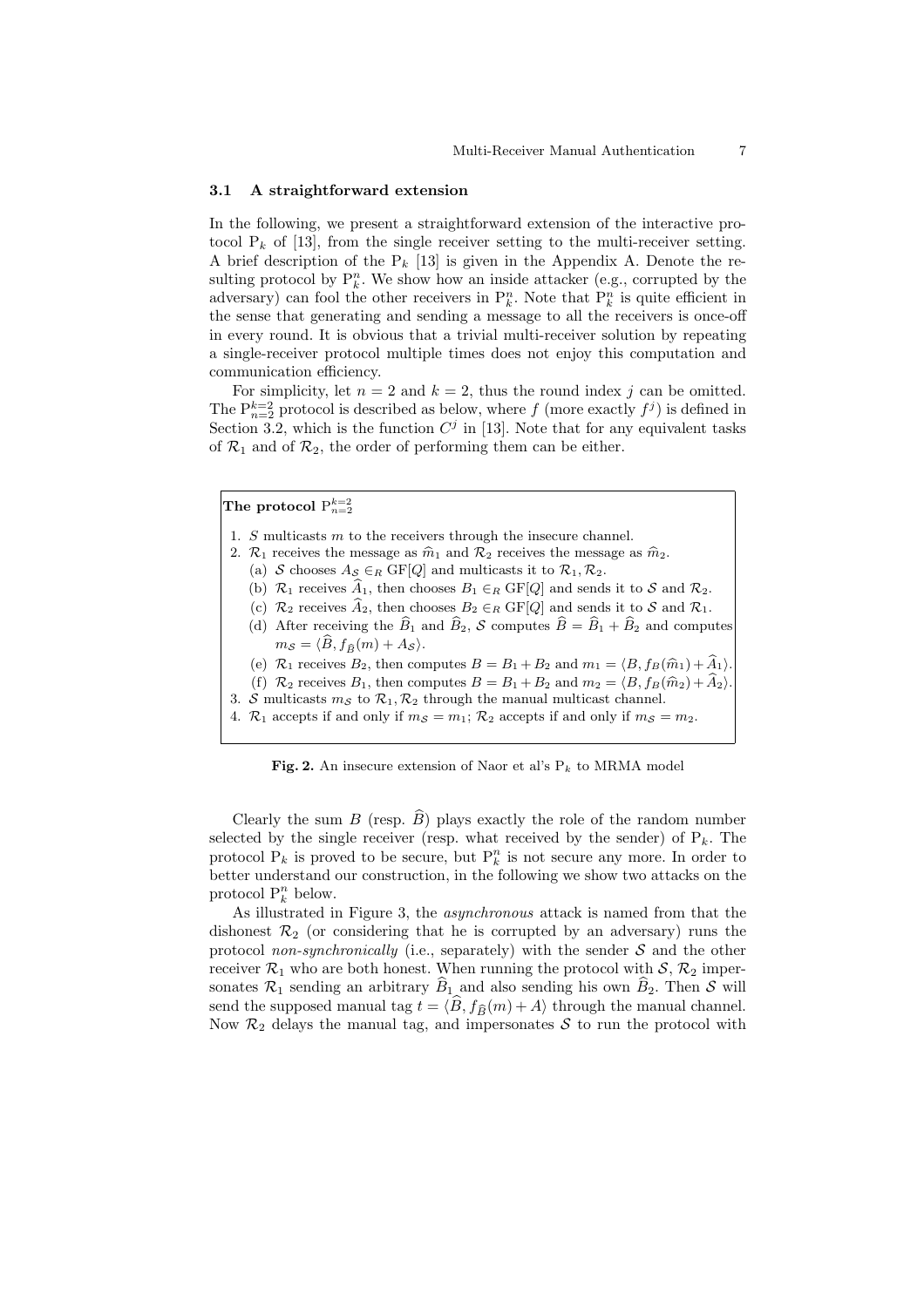### 3.1 A straightforward extension

In the following, we present a straightforward extension of the interactive protocol $\mathrm{P}_k$ of [13], from the single receiver setting to the multi-receiver setting. A brief description of the $\mathrm{P}_k$ [13] is given in the Appendix A. Denote the resulting protocol by $\mathrm{P}_k^n$. We show how an inside attacker (e.g., corrupted by the adversary) can fool the other receivers in $\mathrm{P}_k^n$. Note that $\mathrm{P}_k^n$ is quite efficient in the sense that generating and sending a message to all the receivers is once-off in every round. It is obvious that a trivial multi-receiver solution by repeating a single-receiver protocol multiple times does not enjoy this computation and communication efficiency.

For simplicity, let $n = 2$ and $k = 2$, thus the round index $j$ can be omitted. The $\mathrm{P}_{n=2}^{k=2}$ protocol is described as below, where $f$ (more exactly $f^j$) is defined in Section 3.2, which is the function $C^j$ in [13]. Note that for any equivalent tasks of $\mathcal{R}_1$ and of $\mathcal{R}_2$, the order of performing them can be either.

**The protocol** $\mathrm{P}_{n=2}^{k=2}$

1. $S$ multicasts $m$ to the receivers through the insecure channel.
2. $\mathcal{R}_1$ receives the message as $\widehat{m}_1$ and $\mathcal{R}_2$ receives the message as $\widehat{m}_2$.
   (a) $\mathcal{S}$ chooses $A_{\mathcal{S}} \in_R \mathrm{GF}[Q]$ and multicasts it to $\mathcal{R}_1, \mathcal{R}_2$.
   (b) $\mathcal{R}_1$ receives $\widehat{A}_1$, then chooses $B_1 \in_R \mathrm{GF}[Q]$ and sends it to $\mathcal{S}$ and $\mathcal{R}_2$.
   (c) $\mathcal{R}_2$ receives $\widehat{A}_2$, then chooses $B_2 \in_R \mathrm{GF}[Q]$ and sends it to $\mathcal{S}$ and $\mathcal{R}_1$.
   (d) After receiving the $\widehat{B}_1$ and $\widehat{B}_2$, $\mathcal{S}$ computes $\widehat{B} = \widehat{B}_1 + \widehat{B}_2$ and computes $m_{\mathcal{S}} = \langle \widehat{B}, f_{\widehat{B}}(m) + A_{\mathcal{S}} \rangle$.
   (e) $\mathcal{R}_1$ receives $B_2$, then computes $B = B_1 + B_2$ and $m_1 = \langle B, f_B(\widehat{m}_1) + \widehat{A}_1 \rangle$.
   (f) $\mathcal{R}_2$ receives $B_1$, then computes $B = B_1 + B_2$ and $m_2 = \langle B, f_B(\widehat{m}_2) + \widehat{A}_2 \rangle$.
3. $\mathcal{S}$ multicasts $m_{\mathcal{S}}$ to $\mathcal{R}_1, \mathcal{R}_2$ through the manual multicast channel.
4. $\mathcal{R}_1$ accepts if and only if $m_{\mathcal{S}} = m_1$; $\mathcal{R}_2$ accepts if and only if $m_{\mathcal{S}} = m_2$.

**Fig. 2.** An insecure extension of Naor et al's $\mathrm{P}_k$ to MRMA model

Clearly the sum $B$ (resp. $\widehat{B}$) plays exactly the role of the random number selected by the single receiver (resp. what received by the sender) of $\mathrm{P}_k$. The protocol $\mathrm{P}_k$ is proved to be secure, but $\mathrm{P}_k^n$ is not secure any more. In order to better understand our construction, in the following we show two attacks on the protocol $\mathrm{P}_k^n$ below.

As illustrated in Figure 3, the *asynchronous* attack is named from that the dishonest $\mathcal{R}_2$ (or considering that he is corrupted by an adversary) runs the protocol *non-synchronically* (i.e., separately) with the sender $\mathcal{S}$ and the other receiver $\mathcal{R}_1$ who are both honest. When running the protocol with $\mathcal{S}$, $\mathcal{R}_2$ impersonates $\mathcal{R}_1$ sending an arbitrary $\widehat{B}_1$ and also sending his own $\widehat{B}_2$. Then $\mathcal{S}$ will send the supposed manual tag $t = \langle \widehat{B}, f_{\widehat{B}}(m) + A \rangle$ through the manual channel. Now $\mathcal{R}_2$ delays the manual tag, and impersonates $\mathcal{S}$ to run the protocol with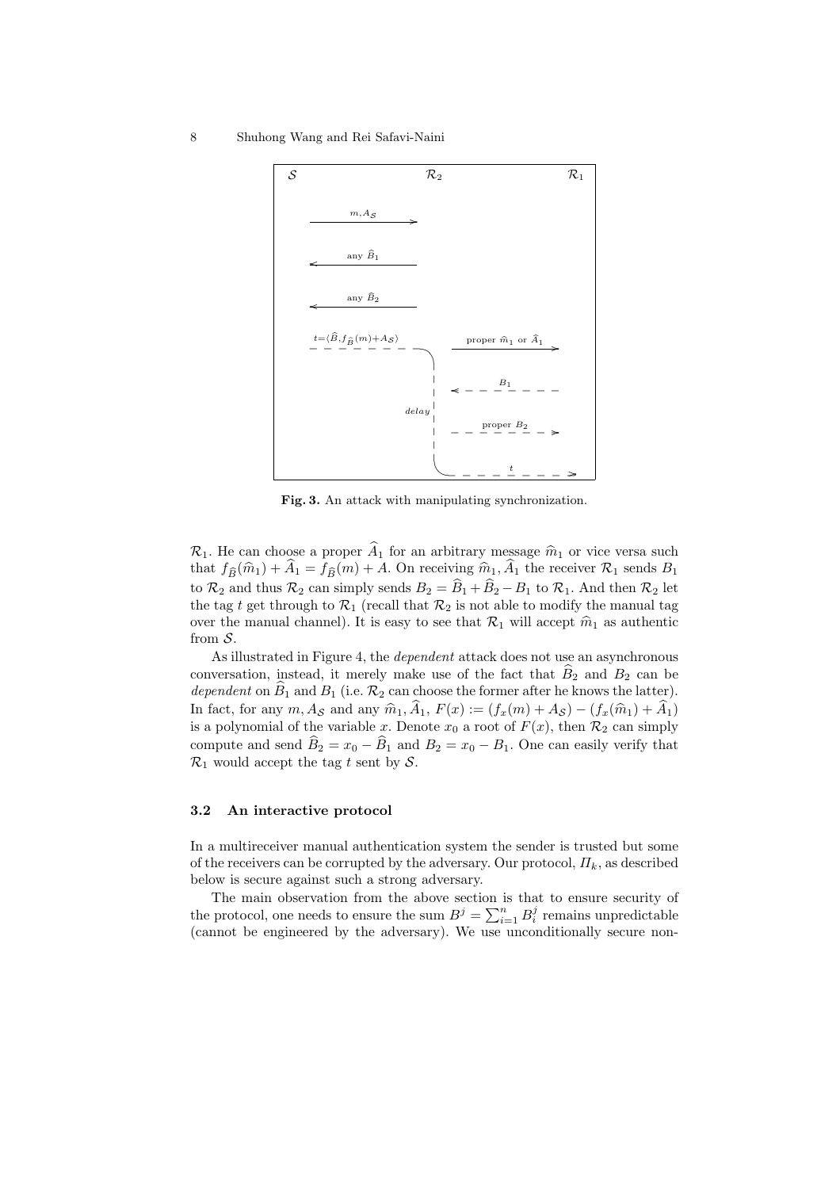Fig. 3. An attack with manipulating synchronization.

$\mathcal{R}_1$. He can choose a proper $\widehat{A}_1$ for an arbitrary message $\widehat{m}_1$ or vice versa such that $f_{\widehat{B}}(\widehat{m}_1) + \widehat{A}_1 = f_{\widehat{B}}(m) + A$. On receiving $\widehat{m}_1, \widehat{A}_1$ the receiver $\mathcal{R}_1$ sends $B_1$ to $\mathcal{R}_2$ and thus $\mathcal{R}_2$ can simply sends $B_2 = \widehat{B}_1 + \widehat{B}_2 - B_1$ to $\mathcal{R}_1$. And then $\mathcal{R}_2$ let the tag $t$ get through to $\mathcal{R}_1$ (recall that $\mathcal{R}_2$ is not able to modify the manual tag over the manual channel). It is easy to see that $\mathcal{R}_1$ will accept $\widehat{m}_1$ as authentic from $\mathcal{S}$.

As illustrated in Figure 4, the *dependent* attack does not use an asynchronous conversation, instead, it merely make use of the fact that $\widehat{B}_2$ and $B_2$ can be *dependent* on $\widehat{B}_1$ and $B_1$ (i.e. $\mathcal{R}_2$ can choose the former after he knows the latter). In fact, for any $m, A_{\mathcal{S}}$ and any $\widehat{m}_1, \widehat{A}_1$, $F(x) := (f_x(m) + A_{\mathcal{S}}) - (f_x(\widehat{m}_1) + \widehat{A}_1)$ is a polynomial of the variable $x$. Denote $x_0$ a root of $F(x)$, then $\mathcal{R}_2$ can simply compute and send $\widehat{B}_2 = x_0 - \widehat{B}_1$ and $B_2 = x_0 - B_1$. One can easily verify that $\mathcal{R}_1$ would accept the tag $t$ sent by $\mathcal{S}$.

### 3.2 An interactive protocol

In a multireceiver manual authentication system the sender is trusted but some of the receivers can be corrupted by the adversary. Our protocol, $\Pi_k$, as described below is secure against such a strong adversary.

The main observation from the above section is that to ensure security of the protocol, one needs to ensure the sum $B^j = \sum_{i=1}^{n} B_i^j$ remains unpredictable (cannot be engineered by the adversary). We use unconditionally secure non-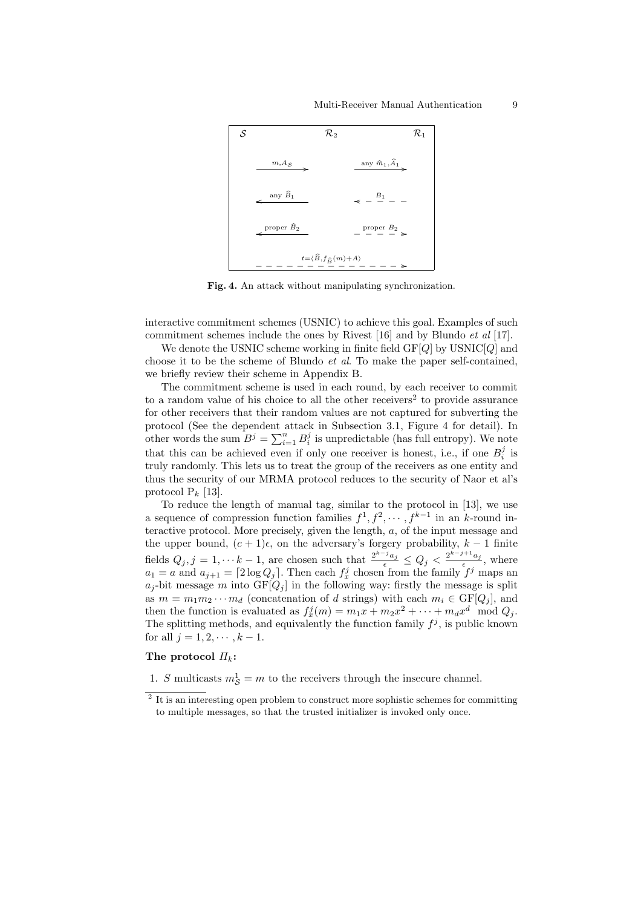Fig. 4. An attack without manipulating synchronization.

interactive commitment schemes (USNIC) to achieve this goal. Examples of such commitment schemes include the ones by Rivest [16] and by Blundo *et al* [17].

We denote the USNIC scheme working in finite field $\mathrm{GF}[Q]$ by $\mathrm{USNIC}[Q]$ and choose it to be the scheme of Blundo *et al*. To make the paper self-contained, we briefly review their scheme in Appendix B.

The commitment scheme is used in each round, by each receiver to commit to a random value of his choice to all the other receivers[2] to provide assurance for other receivers that their random values are not captured for subverting the protocol (See the dependent attack in Subsection 3.1, Figure 4 for detail). In other words the sum $B^j = \sum_{i=1}^{n} B_i^j$ is unpredictable (has full entropy). We note that this can be achieved even if only one receiver is honest, i.e., if one $B_i^j$ is truly randomly. This lets us to treat the group of the receivers as one entity and thus the security of our MRMA protocol reduces to the security of Naor et al's protocol $\mathrm{P}_k$ [13].

To reduce the length of manual tag, similar to the protocol in [13], we use a sequence of compression function families $f^1, f^2, \cdots, f^{k-1}$ in an $k$-round interactive protocol. More precisely, given the length, $a$, of the input message and the upper bound, $(c+1)\epsilon$, on the adversary's forgery probability, $k-1$ finite fields $Q_j, j = 1, \cdots k-1$, are chosen such that $\frac{2^{k-j}a_j}{\epsilon} \leq Q_j < \frac{2^{k-j+1}a_j}{\epsilon}$, where $a_1 = a$ and $a_{j+1} = \lceil 2 \log Q_j \rceil$. Then each $f_x^j$ chosen from the family $f^j$ maps an $a_j$-bit message $m$ into $\mathrm{GF}[Q_j]$ in the following way: firstly the message is split as $m = m_1 m_2 \cdots m_d$ (concatenation of $d$ strings) with each $m_i \in \mathrm{GF}[Q_j]$, and then the function is evaluated as $f_x^j(m) = m_1 x + m_2 x^2 + \cdots + m_d x^d \mod Q_j$. The splitting methods, and equivalently the function family $f^j$, is public known for all $j = 1, 2, \cdots, k-1$.

**The protocol $\Pi_k$:**

1. $S$ multicasts $m_{\mathcal{S}}^1 = m$ to the receivers through the insecure channel.

[2] It is an interesting open problem to construct more sophistic schemes for committing to multiple messages, so that the trusted initializer is invoked only once.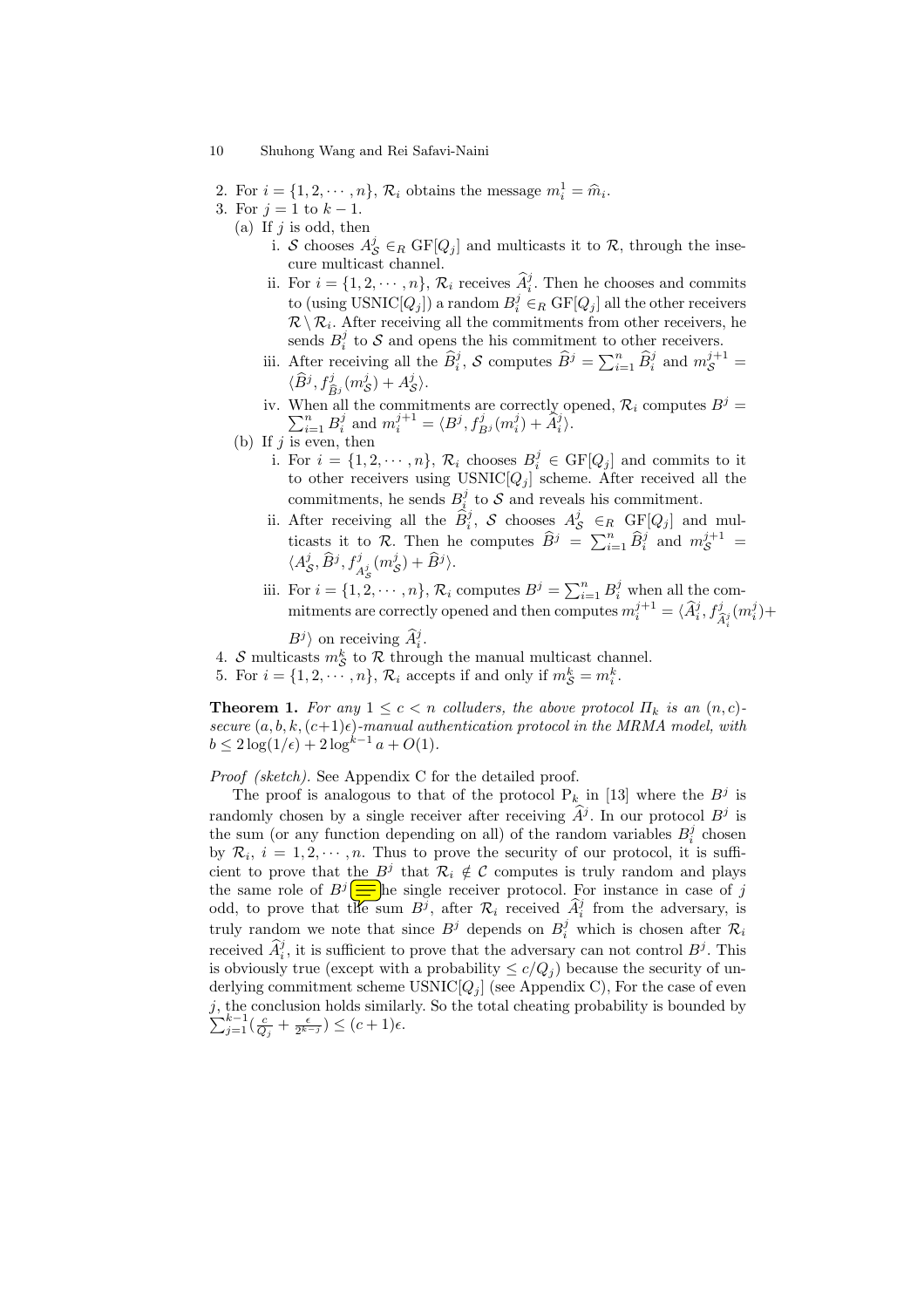2. For $i = \{1, 2, \cdots, n\}$, $\mathcal{R}_i$ obtains the message $m_i^1 = \widehat{m}_i$.
3. For $j = 1$ to $k-1$.
   (a) If $j$ is odd, then
      i. $\mathcal{S}$ chooses $A_{\mathcal{S}}^j \in_R \mathrm{GF}[Q_j]$ and multicasts it to $\mathcal{R}$, through the insecure multicast channel.
      ii. For $i = \{1, 2, \cdots, n\}$, $\mathcal{R}_i$ receives $\widehat{A}_i^j$. Then he chooses and commits to (using USNIC$[Q_j]$) a random $B_i^j \in_R \mathrm{GF}[Q_j]$ all the other receivers $\mathcal{R} \setminus \mathcal{R}_i$. After receiving all the commitments from other receivers, he sends $B_i^j$ to $\mathcal{S}$ and opens the his commitment to other receivers.
      iii. After receiving all the $\widehat{B}_i^j$, $\mathcal{S}$ computes $\widehat{B}^j = \sum_{i=1}^n \widehat{B}_i^j$ and $m_{\mathcal{S}}^{j+1} = \langle \widehat{B}^j, f_{\widehat{B}^j}^j(m_{\mathcal{S}}^j) + A_{\mathcal{S}}^j \rangle$.
      iv. When all the commitments are correctly opened, $\mathcal{R}_i$ computes $B^j = \sum_{i=1}^n B_i^j$ and $m_i^{j+1} = \langle B^j, f_{B^j}^j(m_i^j) + \widehat{A}_i^j \rangle$.
   (b) If $j$ is even, then
      i. For $i = \{1, 2, \cdots, n\}$, $\mathcal{R}_i$ chooses $B_i^j \in \mathrm{GF}[Q_j]$ and commits to it to other receivers using USNIC$[Q_j]$ scheme. After received all the commitments, he sends $B_i^j$ to $\mathcal{S}$ and reveals his commitment.
      ii. After receiving all the $\widehat{B}_i^j$, $\mathcal{S}$ chooses $A_{\mathcal{S}}^j \in_R \mathrm{GF}[Q_j]$ and multicasts it to $\mathcal{R}$. Then he computes $\widehat{B}^j = \sum_{i=1}^n \widehat{B}_i^j$ and $m_{\mathcal{S}}^{j+1} = \langle A_{\mathcal{S}}^j, \widehat{B}^j, f_{A_{\mathcal{S}}^j}^j(m_{\mathcal{S}}^j) + \widehat{B}^j \rangle$.
      iii. For $i = \{1, 2, \cdots, n\}$, $\mathcal{R}_i$ computes $B^j = \sum_{i=1}^n B_i^j$ when all the commitments are correctly opened and then computes $m_i^{j+1} = \langle \widehat{A}_i^j, f_{\widehat{A}_i^j}^j(m_i^j) + B^j \rangle$ on receiving $\widehat{A}_i^j$.
4. $\mathcal{S}$ multicasts $m_{\mathcal{S}}^k$ to $\mathcal{R}$ through the manual multicast channel.
5. For $i = \{1, 2, \cdots, n\}$, $\mathcal{R}_i$ accepts if and only if $m_{\mathcal{S}}^k = m_i^k$.

**Theorem 1.** *For any $1 \le c < n$ colluders, the above protocol $\Pi_k$ is an $(n, c)$-secure $(a, b, k, (c+1)\epsilon)$-manual authentication protocol in the MRMA model, with $b \le 2\log(1/\epsilon) + 2\log^{k-1} a + O(1)$.*

*Proof (sketch).* See Appendix C for the detailed proof.

The proof is analogous to that of the protocol $\mathrm{P}_k$ in [13] where the $B^j$ is randomly chosen by a single receiver after receiving $\widehat{A}^j$. In our protocol $B^j$ is the sum (or any function depending on all) of the random variables $B_i^j$ chosen by $\mathcal{R}_i$, $i = 1, 2, \cdots, n$. Thus to prove the security of our protocol, it is sufficient to prove that the $B^j$ that $\mathcal{R}_i \notin \mathcal{C}$ computes is truly random and plays the same role of $B^j$ in the single receiver protocol. For instance in case of $j$ odd, to prove that the sum $B^j$, after $\mathcal{R}_i$ received $\widehat{A}_i^j$ from the adversary, is truly random we note that since $B^j$ depends on $B_i^j$ which is chosen after $\mathcal{R}_i$ received $\widehat{A}_i^j$, it is sufficient to prove that the adversary can not control $B^j$. This is obviously true (except with a probability $\le c/Q_j$) because the security of underlying commitment scheme USNIC$[Q_j]$ (see Appendix C), For the case of even $j$, the conclusion holds similarly. So the total cheating probability is bounded by $\sum_{j=1}^{k-1}(\frac{c}{Q_j} + \frac{\epsilon}{2^{k-j}}) \le (c+1)\epsilon$.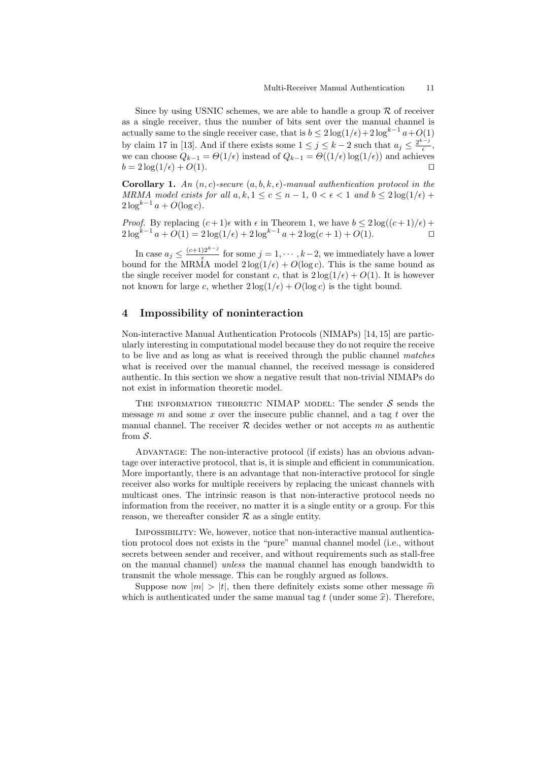Since by using USNIC schemes, we are able to handle a group $\mathcal{R}$ of receiver as a single receiver, thus the number of bits sent over the manual channel is actually same to the single receiver case, that is $b \leq 2\log(1/\epsilon) + 2\log^{k-1} a + O(1)$ by claim 17 in [13]. And if there exists some $1 \leq j \leq k-2$ such that $a_j \leq \frac{2^{k-j}}{\epsilon}$, we can choose $Q_{k-1} = \Theta(1/\epsilon)$ instead of $Q_{k-1} = \Theta((1/\epsilon)\log(1/\epsilon))$ and achieves $b = 2\log(1/\epsilon) + O(1)$. ☐

**Corollary 1.** *An $(n, c)$-secure $(a, b, k, \epsilon)$-manual authentication protocol in the MRMA model exists for all $a, k, 1 \leq c \leq n-1$, $0 < \epsilon < 1$ and $b \leq 2\log(1/\epsilon) + 2\log^{k-1} a + O(\log c)$.*

*Proof.* By replacing $(c+1)\epsilon$ with $\epsilon$ in Theorem 1, we have $b \leq 2\log((c+1)/\epsilon) + 2\log^{k-1} a + O(1) = 2\log(1/\epsilon) + 2\log^{k-1} a + 2\log(c+1) + O(1)$. ☐

In case $a_j \leq \frac{(c+1)2^{k-j}}{\epsilon}$ for some $j = 1, \cdots, k-2$, we immediately have a lower bound for the MRMA model $2\log(1/\epsilon) + O(\log c)$. This is the same bound as the single receiver model for constant $c$, that is $2\log(1/\epsilon) + O(1)$. It is however not known for large $c$, whether $2\log(1/\epsilon) + O(\log c)$ is the tight bound.

## 4 Impossibility of noninteraction

Non-interactive Manual Authentication Protocols (NIMAPs) [14, 15] are particularly interesting in computational model because they do not require the receive to be live and as long as what is received through the public channel *matches* what is received over the manual channel, the received message is considered authentic. In this section we show a negative result that non-trivial NIMAPs do not exist in information theoretic model.

The information theoretic NIMAP model: The sender $\mathcal{S}$ sends the message $m$ and some $x$ over the insecure public channel, and a tag $t$ over the manual channel. The receiver $\mathcal{R}$ decides wether or not accepts $m$ as authentic from $\mathcal{S}$.

Advantage: The non-interactive protocol (if exists) has an obvious advantage over interactive protocol, that is, it is simple and efficient in communication. More importantly, there is an advantage that non-interactive protocol for single receiver also works for multiple receivers by replacing the unicast channels with multicast ones. The intrinsic reason is that non-interactive protocol needs no information from the receiver, no matter it is a single entity or a group. For this reason, we thereafter consider $\mathcal{R}$ as a single entity.

Impossibility: We, however, notice that non-interactive manual authentication protocol does not exists in the "pure" manual channel model (i.e., without secrets between sender and receiver, and without requirements such as stall-free on the manual channel) *unless* the manual channel has enough bandwidth to transmit the whole message. This can be roughly argued as follows.

Suppose now $|m| > |t|$, then there definitely exists some other message $\widehat{m}$ which is authenticated under the same manual tag $t$ (under some $\widehat{x}$). Therefore,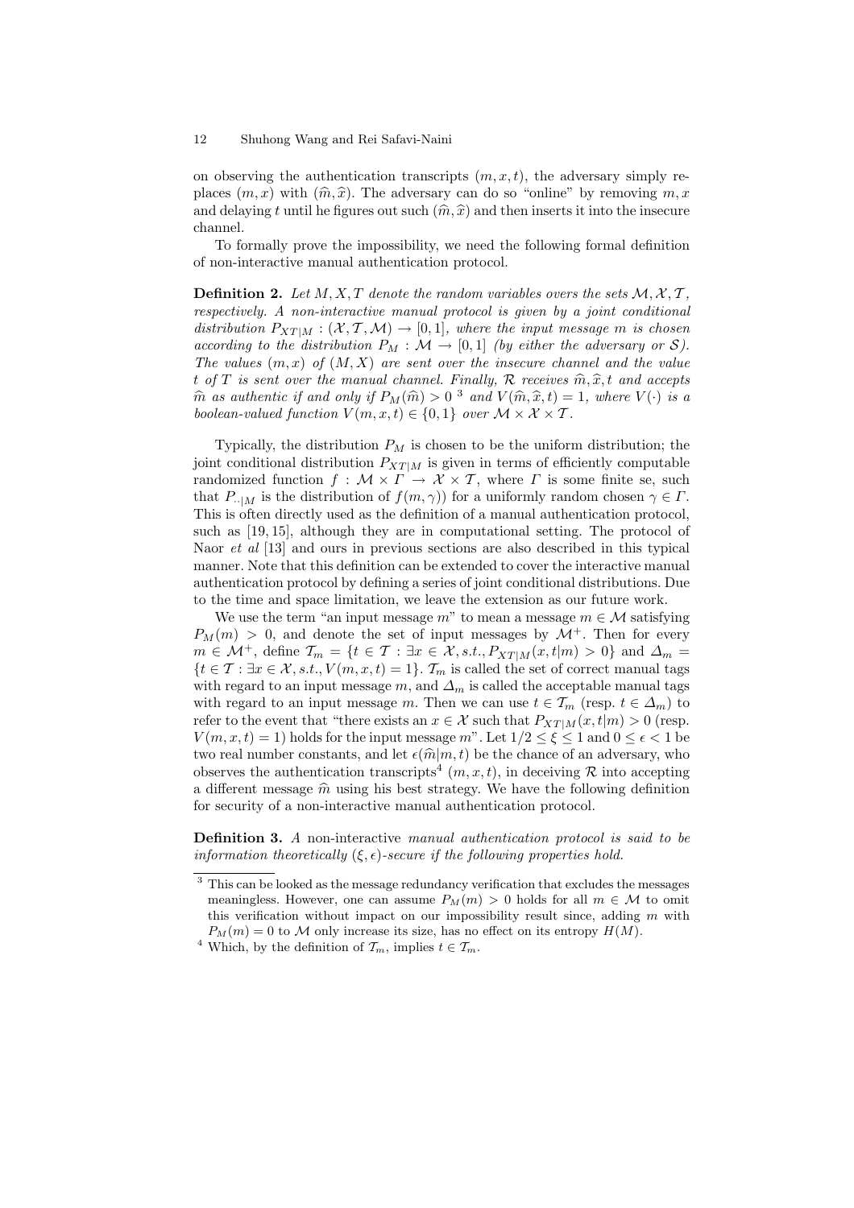on observing the authentication transcripts $(m, x, t)$, the adversary simply replaces $(m, x)$ with $(\widehat{m}, \widehat{x})$. The adversary can do so "online" by removing $m, x$ and delaying $t$ until he figures out such $(\widehat{m}, \widehat{x})$ and then inserts it into the insecure channel.

To formally prove the impossibility, we need the following formal definition of non-interactive manual authentication protocol.

**Definition 2.** *Let $M, X, T$ denote the random variables overs the sets $\mathcal{M}, \mathcal{X}, \mathcal{T}$, respectively. A non-interactive manual protocol is given by a joint conditional distribution $P_{XT|M} : (\mathcal{X}, \mathcal{T}, \mathcal{M}) \to [0, 1]$, where the input message $m$ is chosen according to the distribution $P_M : \mathcal{M} \to [0, 1]$ (by either the adversary or $\mathcal{S}$). The values $(m, x)$ of $(M, X)$ are sent over the insecure channel and the value $t$ of $T$ is sent over the manual channel. Finally, $\mathcal{R}$ receives $\widehat{m}, \widehat{x}, t$ and accepts $\widehat{m}$ as authentic if and only if $P_M(\widehat{m}) > 0$ [3] and $V(\widehat{m}, \widehat{x}, t) = 1$, where $V(\cdot)$ is a boolean-valued function $V(m, x, t) \in \{0, 1\}$ over $\mathcal{M} \times \mathcal{X} \times \mathcal{T}$.*

Typically, the distribution $P_M$ is chosen to be the uniform distribution; the joint conditional distribution $P_{XT|M}$ is given in terms of efficiently computable randomized function $f : \mathcal{M} \times \Gamma \to \mathcal{X} \times \mathcal{T}$, where $\Gamma$ is some finite se, such that $P_{\cdot\cdot|M}$ is the distribution of $f(m, \gamma)$) for a uniformly random chosen $\gamma \in \Gamma$. This is often directly used as the definition of a manual authentication protocol, such as [19, 15], although they are in computational setting. The protocol of Naor *et al* [13] and ours in previous sections are also described in this typical manner. Note that this definition can be extended to cover the interactive manual authentication protocol by defining a series of joint conditional distributions. Due to the time and space limitation, we leave the extension as our future work.

We use the term "an input message $m$" to mean a message $m \in \mathcal{M}$ satisfying $P_M(m) > 0$, and denote the set of input messages by $\mathcal{M}^+$. Then for every $m \in \mathcal{M}^+$, define $\mathcal{T}_m = \{t \in \mathcal{T} : \exists x \in \mathcal{X}, s.t., P_{XT|M}(x, t|m) > 0\}$ and $\Delta_m = \{t \in \mathcal{T} : \exists x \in \mathcal{X}, s.t., V(m, x, t) = 1\}$. $\mathcal{T}_m$ is called the set of correct manual tags with regard to an input message $m$, and $\Delta_m$ is called the acceptable manual tags with regard to an input message $m$. Then we can use $t \in \mathcal{T}_m$ (resp. $t \in \Delta_m$) to refer to the event that "there exists an $x \in \mathcal{X}$ such that $P_{XT|M}(x, t|m) > 0$ (resp. $V(m, x, t) = 1$) holds for the input message $m$". Let $1/2 \leq \xi \leq 1$ and $0 \leq \epsilon < 1$ be two real number constants, and let $\epsilon(\widehat{m}|m, t)$ be the chance of an adversary, who observes the authentication transcripts[4] $(m, x, t)$, in deceiving $\mathcal{R}$ into accepting a different message $\widehat{m}$ using his best strategy. We have the following definition for security of a non-interactive manual authentication protocol.

**Definition 3.** *A* non-interactive *manual authentication protocol is said to be information theoretically $(\xi, \epsilon)$-secure if the following properties hold.*

---

[3] This can be looked as the message redundancy verification that excludes the messages meaningless. However, one can assume $P_M(m) > 0$ holds for all $m \in \mathcal{M}$ to omit this verification without impact on our impossibility result since, adding $m$ with $P_M(m) = 0$ to $\mathcal{M}$ only increase its size, has no effect on its entropy $H(M)$.

[4] Which, by the definition of $\mathcal{T}_m$, implies $t \in \mathcal{T}_m$.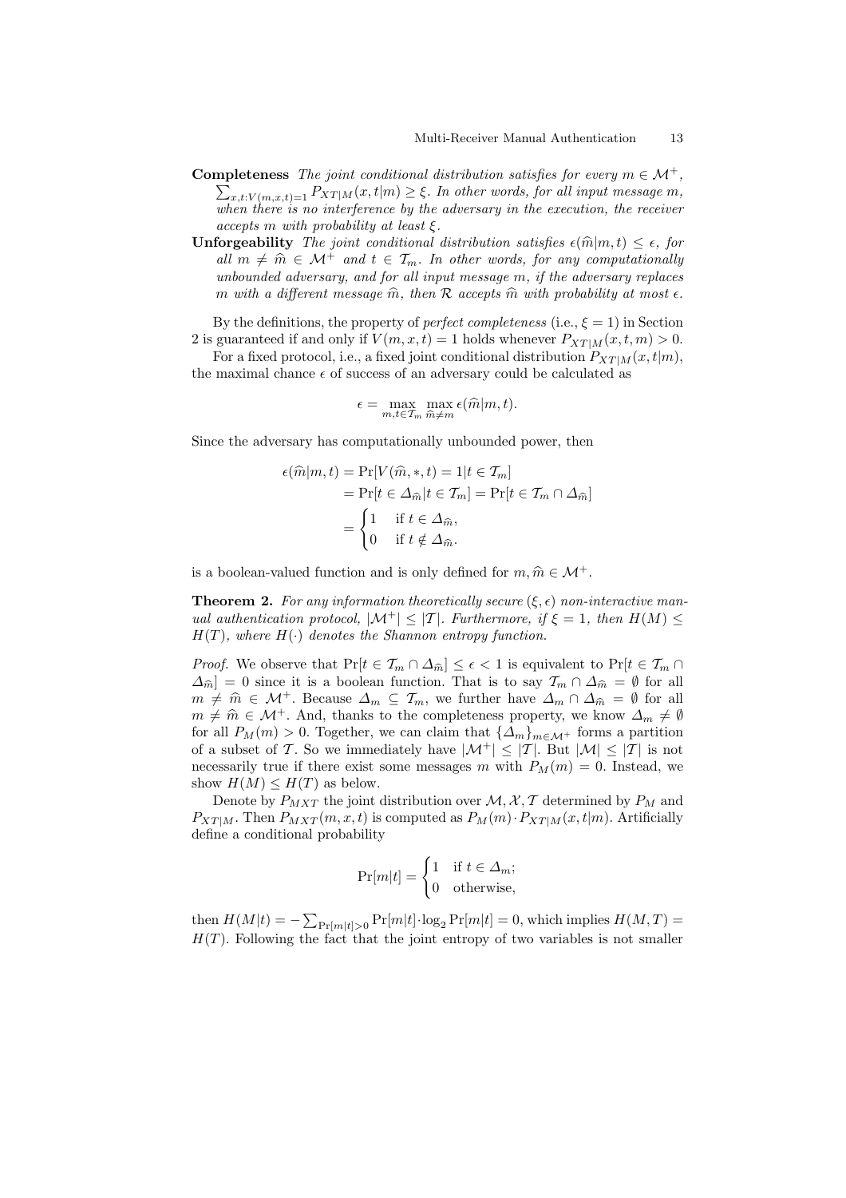**Completeness** *The joint conditional distribution satisfies for every $m \in \mathcal{M}^+$, $\sum_{x,t:V(m,x,t)=1} P_{XT|M}(x,t|m) \geq \xi$. In other words, for all input message $m$, when there is no interference by the adversary in the execution, the receiver accepts $m$ with probability at least $\xi$.*

**Unforgeability** *The joint conditional distribution satisfies $\epsilon(\widehat{m}|m,t) \leq \epsilon$, for all $m \neq \widehat{m} \in \mathcal{M}^+$ and $t \in \mathcal{T}_m$. In other words, for any computationally unbounded adversary, and for all input message $m$, if the adversary replaces $m$ with a different message $\widehat{m}$, then $\mathcal{R}$ accepts $\widehat{m}$ with probability at most $\epsilon$.*

By the definitions, the property of *perfect completeness* (i.e., $\xi = 1$) in Section 2 is guaranteed if and only if $V(m,x,t) = 1$ holds whenever $P_{XT|M}(x,t,m) > 0$.

For a fixed protocol, i.e., a fixed joint conditional distribution $P_{XT|M}(x,t|m)$, the maximal chance $\epsilon$ of success of an adversary could be calculated as

$$\epsilon = \max_{m,t \in \mathcal{T}_m} \max_{\widehat{m} \neq m} \epsilon(\widehat{m}|m,t).$$

Since the adversary has computationally unbounded power, then

$$\begin{aligned}
\epsilon(\widehat{m}|m,t) &= \Pr[V(\widehat{m},*,t) = 1 | t \in \mathcal{T}_m] \\
&= \Pr[t \in \Delta_{\widehat{m}} | t \in \mathcal{T}_m] = \Pr[t \in \mathcal{T}_m \cap \Delta_{\widehat{m}}] \\
&= \begin{cases} 1 & \text{if } t \in \Delta_{\widehat{m}}, \\ 0 & \text{if } t \notin \Delta_{\widehat{m}}. \end{cases}
\end{aligned}$$

is a boolean-valued function and is only defined for $m, \widehat{m} \in \mathcal{M}^+$.

**Theorem 2.** *For any information theoretically secure $(\xi, \epsilon)$ non-interactive manual authentication protocol, $|\mathcal{M}^+| \leq |\mathcal{T}|$. Furthermore, if $\xi = 1$, then $H(M) \leq H(T)$, where $H(\cdot)$ denotes the Shannon entropy function.*

*Proof.* We observe that $\Pr[t \in \mathcal{T}_m \cap \Delta_{\widehat{m}}] \leq \epsilon < 1$ is equivalent to $\Pr[t \in \mathcal{T}_m \cap \Delta_{\widehat{m}}] = 0$ since it is a boolean function. That is to say $\mathcal{T}_m \cap \Delta_{\widehat{m}} = \emptyset$ for all $m \neq \widehat{m} \in \mathcal{M}^+$. Because $\Delta_m \subseteq \mathcal{T}_m$, we further have $\Delta_m \cap \Delta_{\widehat{m}} = \emptyset$ for all $m \neq \widehat{m} \in \mathcal{M}^+$. And, thanks to the completeness property, we know $\Delta_m \neq \emptyset$ for all $P_M(m) > 0$. Together, we can claim that $\{\Delta_m\}_{m \in \mathcal{M}^+}$ forms a partition of a subset of $\mathcal{T}$. So we immediately have $|\mathcal{M}^+| \leq |\mathcal{T}|$. But $|\mathcal{M}| \leq |\mathcal{T}|$ is not necessarily true if there exist some messages $m$ with $P_M(m) = 0$. Instead, we show $H(M) \leq H(T)$ as below.

Denote by $P_{MXT}$ the joint distribution over $\mathcal{M}, \mathcal{X}, \mathcal{T}$ determined by $P_M$ and $P_{XT|M}$. Then $P_{MXT}(m,x,t)$ is computed as $P_M(m) \cdot P_{XT|M}(x,t|m)$. Artificially define a conditional probability

$$\Pr[m|t] = \begin{cases} 1 & \text{if } t \in \Delta_m; \\ 0 & \text{otherwise,} \end{cases}$$

then $H(M|t) = -\sum_{\Pr[m|t]>0} \Pr[m|t] \cdot \log_2 \Pr[m|t] = 0$, which implies $H(M,T) = H(T)$. Following the fact that the joint entropy of two variables is not smaller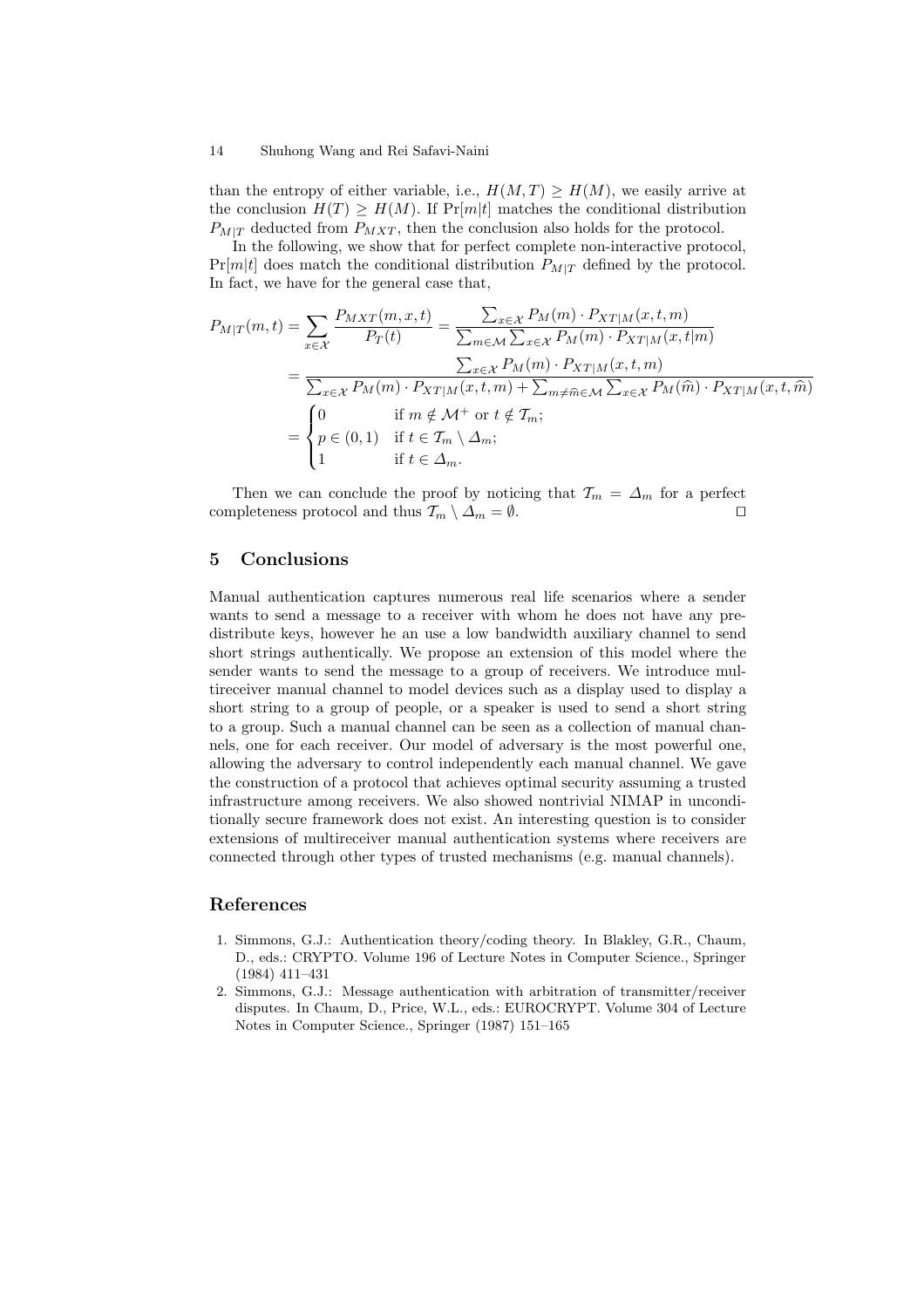than the entropy of either variable, i.e., $H(M,T) \geq H(M)$, we easily arrive at the conclusion $H(T) \geq H(M)$. If $\Pr[m|t]$ matches the conditional distribution $P_{M|T}$ deducted from $P_{MXT}$, then the conclusion also holds for the protocol.

In the following, we show that for perfect complete non-interactive protocol, $\Pr[m|t]$ does match the conditional distribution $P_{M|T}$ defined by the protocol. In fact, we have for the general case that,

$$
\begin{aligned}
P_{M|T}(m,t) &= \sum_{x \in \mathcal{X}} \frac{P_{MXT}(m,x,t)}{P_T(t)} = \frac{\sum_{x \in \mathcal{X}} P_M(m) \cdot P_{XT|M}(x,t,m)}{\sum_{m \in \mathcal{M}} \sum_{x \in \mathcal{X}} P_M(m) \cdot P_{XT|M}(x,t|m)} \\
&= \frac{\sum_{x \in \mathcal{X}} P_M(m) \cdot P_{XT|M}(x,t,m)}{\sum_{x \in \mathcal{X}} P_M(m) \cdot P_{XT|M}(x,t,m) + \sum_{m \neq \widehat{m} \in \mathcal{M}} \sum_{x \in \mathcal{X}} P_M(\widehat{m}) \cdot P_{XT|M}(x,t,\widehat{m})} \\
&= \begin{cases} 0 & \text{if } m \notin \mathcal{M}^+ \text{ or } t \notin \mathcal{T}_m; \\ p \in (0,1) & \text{if } t \in \mathcal{T}_m \setminus \Delta_m; \\ 1 & \text{if } t \in \Delta_m. \end{cases}
\end{aligned}
$$

Then we can conclude the proof by noticing that $\mathcal{T}_m = \Delta_m$ for a perfect completeness protocol and thus $\mathcal{T}_m \setminus \Delta_m = \emptyset$. □

## 5 Conclusions

Manual authentication captures numerous real life scenarios where a sender wants to send a message to a receiver with whom he does not have any predistribute keys, however he an use a low bandwidth auxiliary channel to send short strings authentically. We propose an extension of this model where the sender wants to send the message to a group of receivers. We introduce multireceiver manual channel to model devices such as a display used to display a short string to a group of people, or a speaker is used to send a short string to a group. Such a manual channel can be seen as a collection of manual channels, one for each receiver. Our model of adversary is the most powerful one, allowing the adversary to control independently each manual channel. We gave the construction of a protocol that achieves optimal security assuming a trusted infrastructure among receivers. We also showed nontrivial NIMAP in unconditionally secure framework does not exist. An interesting question is to consider extensions of multireceiver manual authentication systems where receivers are connected through other types of trusted mechanisms (e.g. manual channels).

## References

1. Simmons, G.J.: Authentication theory/coding theory. In Blakley, G.R., Chaum, D., eds.: CRYPTO. Volume 196 of Lecture Notes in Computer Science., Springer (1984) 411–431
2. Simmons, G.J.: Message authentication with arbitration of transmitter/receiver disputes. In Chaum, D., Price, W.L., eds.: EUROCRYPT. Volume 304 of Lecture Notes in Computer Science., Springer (1987) 151–165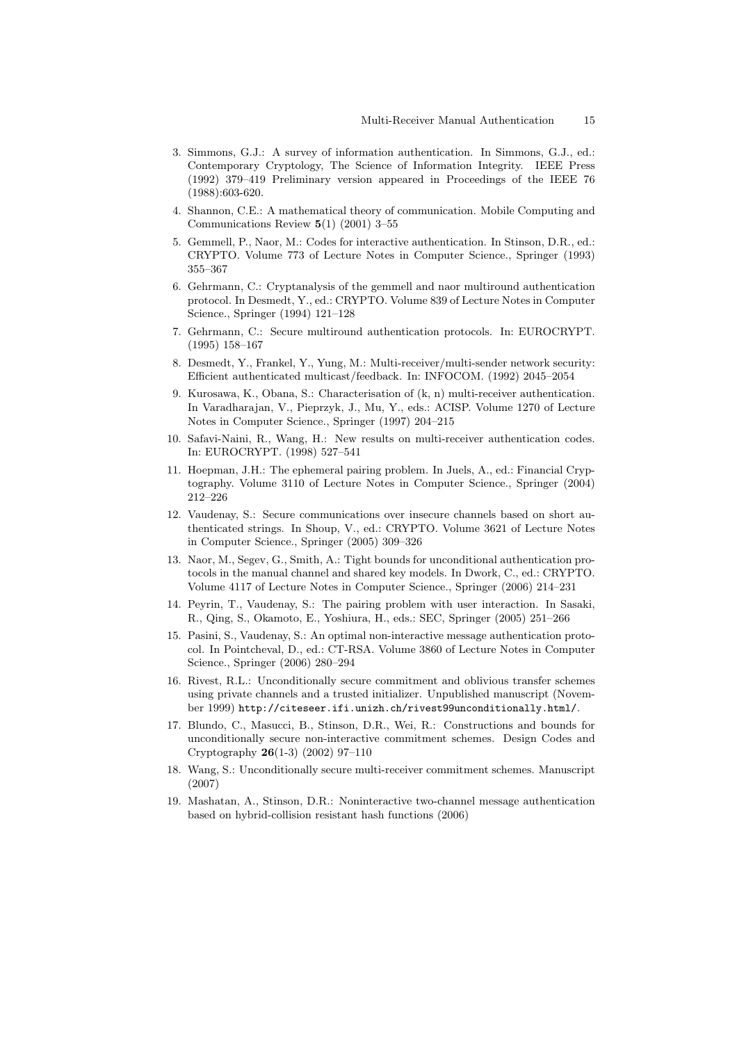3. Simmons, G.J.: A survey of information authentication. In Simmons, G.J., ed.: Contemporary Cryptology, The Science of Information Integrity. IEEE Press (1992) 379–419 Preliminary version appeared in Proceedings of the IEEE 76 (1988):603-620.
4. Shannon, C.E.: A mathematical theory of communication. Mobile Computing and Communications Review **5**(1) (2001) 3–55
5. Gemmell, P., Naor, M.: Codes for interactive authentication. In Stinson, D.R., ed.: CRYPTO. Volume 773 of Lecture Notes in Computer Science., Springer (1993) 355–367
6. Gehrmann, C.: Cryptanalysis of the gemmell and naor multiround authentication protocol. In Desmedt, Y., ed.: CRYPTO. Volume 839 of Lecture Notes in Computer Science., Springer (1994) 121–128
7. Gehrmann, C.: Secure multiround authentication protocols. In: EUROCRYPT. (1995) 158–167
8. Desmedt, Y., Frankel, Y., Yung, M.: Multi-receiver/multi-sender network security: Efficient authenticated multicast/feedback. In: INFOCOM. (1992) 2045–2054
9. Kurosawa, K., Obana, S.: Characterisation of (k, n) multi-receiver authentication. In Varadharajan, V., Pieprzyk, J., Mu, Y., eds.: ACISP. Volume 1270 of Lecture Notes in Computer Science., Springer (1997) 204–215
10. Safavi-Naini, R., Wang, H.: New results on multi-receiver authentication codes. In: EUROCRYPT. (1998) 527–541
11. Hoepman, J.H.: The ephemeral pairing problem. In Juels, A., ed.: Financial Cryptography. Volume 3110 of Lecture Notes in Computer Science., Springer (2004) 212–226
12. Vaudenay, S.: Secure communications over insecure channels based on short authenticated strings. In Shoup, V., ed.: CRYPTO. Volume 3621 of Lecture Notes in Computer Science., Springer (2005) 309–326
13. Naor, M., Segev, G., Smith, A.: Tight bounds for unconditional authentication protocols in the manual channel and shared key models. In Dwork, C., ed.: CRYPTO. Volume 4117 of Lecture Notes in Computer Science., Springer (2006) 214–231
14. Peyrin, T., Vaudenay, S.: The pairing problem with user interaction. In Sasaki, R., Qing, S., Okamoto, E., Yoshiura, H., eds.: SEC, Springer (2005) 251–266
15. Pasini, S., Vaudenay, S.: An optimal non-interactive message authentication protocol. In Pointcheval, D., ed.: CT-RSA. Volume 3860 of Lecture Notes in Computer Science., Springer (2006) 280–294
16. Rivest, R.L.: Unconditionally secure commitment and oblivious transfer schemes using private channels and a trusted initializer. Unpublished manuscript (November 1999) `http://citeseer.ifi.unizh.ch/rivest99unconditionally.html/`.
17. Blundo, C., Masucci, B., Stinson, D.R., Wei, R.: Constructions and bounds for unconditionally secure non-interactive commitment schemes. Design Codes and Cryptography **26**(1-3) (2002) 97–110
18. Wang, S.: Unconditionally secure multi-receiver commitment schemes. Manuscript (2007)
19. Mashatan, A., Stinson, D.R.: Noninteractive two-channel message authentication based on hybrid-collision resistant hash functions (2006)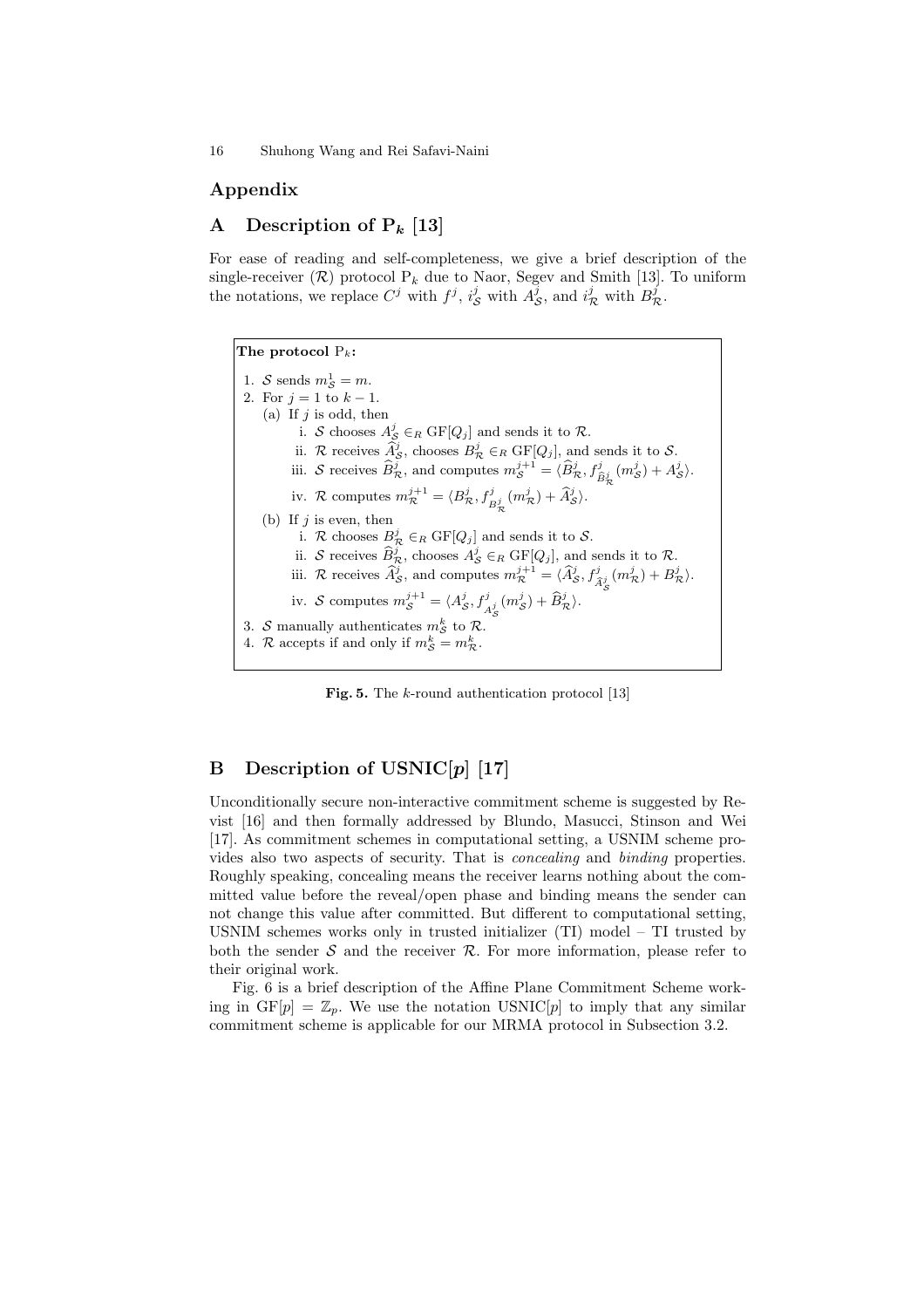# Appendix

## A Description of $\mathrm{P}_k$ [13]

For ease of reading and self-completeness, we give a brief description of the single-receiver ($\mathcal{R}$) protocol $\mathrm{P}_k$ due to Naor, Segev and Smith [13]. To uniform the notations, we replace $C^j$ with $f^j$, $i^j_{\mathcal{S}}$ with $A^j_{\mathcal{S}}$, and $i^j_{\mathcal{R}}$ with $B^j_{\mathcal{R}}$.

**The protocol** $\mathrm{P}_k$**:**

1. $\mathcal{S}$ sends $m^1_{\mathcal{S}} = m$.
2. For $j = 1$ to $k-1$.
   (a) If $j$ is odd, then
      i. $\mathcal{S}$ chooses $A^j_{\mathcal{S}} \in_R \mathrm{GF}[Q_j]$ and sends it to $\mathcal{R}$.
      ii. $\mathcal{R}$ receives $\widehat{A}^j_{\mathcal{S}}$, chooses $B^j_{\mathcal{R}} \in_R \mathrm{GF}[Q_j]$, and sends it to $\mathcal{S}$.
      iii. $\mathcal{S}$ receives $\widehat{B}^j_{\mathcal{R}}$, and computes $m^{j+1}_{\mathcal{S}} = \langle \widehat{B}^j_{\mathcal{R}}, f^j_{\widehat{B}^j_{\mathcal{R}}}(m^j_{\mathcal{S}}) + A^j_{\mathcal{S}} \rangle$.
      iv. $\mathcal{R}$ computes $m^{j+1}_{\mathcal{R}} = \langle B^j_{\mathcal{R}}, f^j_{B^j_{\mathcal{R}}}(m^j_{\mathcal{R}}) + \widehat{A}^j_{\mathcal{S}} \rangle$.
   (b) If $j$ is even, then
      i. $\mathcal{R}$ chooses $B^j_{\mathcal{R}} \in_R \mathrm{GF}[Q_j]$ and sends it to $\mathcal{S}$.
      ii. $\mathcal{S}$ receives $\widehat{B}^j_{\mathcal{R}}$, chooses $A^j_{\mathcal{S}} \in_R \mathrm{GF}[Q_j]$, and sends it to $\mathcal{R}$.
      iii. $\mathcal{R}$ receives $\widehat{A}^j_{\mathcal{S}}$, and computes $m^{j+1}_{\mathcal{R}} = \langle \widehat{A}^j_{\mathcal{S}}, f^j_{\widehat{A}^j_{\mathcal{S}}}(m^j_{\mathcal{R}}) + B^j_{\mathcal{R}} \rangle$.
      iv. $\mathcal{S}$ computes $m^{j+1}_{\mathcal{S}} = \langle A^j_{\mathcal{S}}, f^j_{A^j_{\mathcal{S}}}(m^j_{\mathcal{S}}) + \widehat{B}^j_{\mathcal{R}} \rangle$.
3. $\mathcal{S}$ manually authenticates $m^k_{\mathcal{S}}$ to $\mathcal{R}$.
4. $\mathcal{R}$ accepts if and only if $m^k_{\mathcal{S}} = m^k_{\mathcal{R}}$.

**Fig. 5.** The $k$-round authentication protocol [13]

## B Description of USNIC[$p$] [17]

Unconditionally secure non-interactive commitment scheme is suggested by Revist [16] and then formally addressed by Blundo, Masucci, Stinson and Wei [17]. As commitment schemes in computational setting, a USNIM scheme provides also two aspects of security. That is *concealing* and *binding* properties. Roughly speaking, concealing means the receiver learns nothing about the committed value before the reveal/open phase and binding means the sender can not change this value after committed. But different to computational setting, USNIM schemes works only in trusted initializer (TI) model – TI trusted by both the sender $\mathcal{S}$ and the receiver $\mathcal{R}$. For more information, please refer to their original work.

Fig. 6 is a brief description of the Affine Plane Commitment Scheme working in $\mathrm{GF}[p] = \mathbb{Z}_p$. We use the notation USNIC[$p$] to imply that any similar commitment scheme is applicable for our MRMA protocol in Subsection 3.2.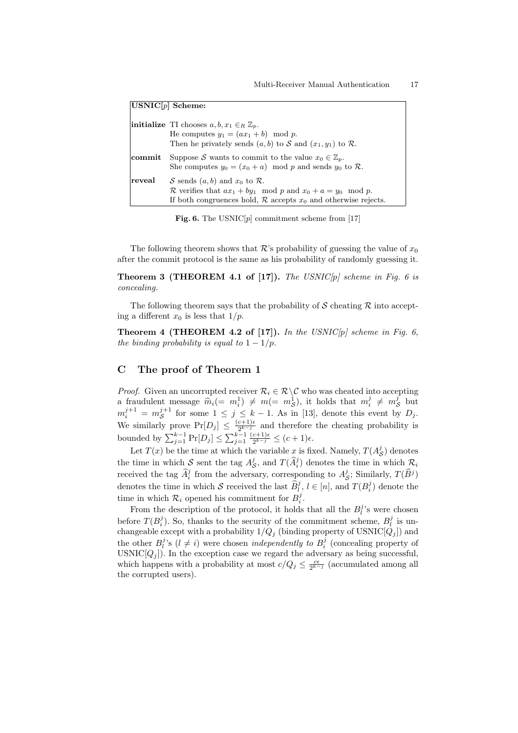| **USNIC[p] Scheme:** | |
|---|---|
| **initialize** | TI chooses $a, b, x_1 \in_R \mathbb{Z}_p$. He computes $y_1 = (ax_1 + b) \mod p$. Then he privately sends $(a, b)$ to $\mathcal{S}$ and $(x_1, y_1)$ to $\mathcal{R}$. |
| **commit** | Suppose $\mathcal{S}$ wants to commit to the value $x_0 \in \mathbb{Z}_p$. She computes $y_0 = (x_0 + a) \mod p$ and sends $y_0$ to $\mathcal{R}$. |
| **reveal** | $\mathcal{S}$ sends $(a, b)$ and $x_0$ to $\mathcal{R}$. $\mathcal{R}$ verifies that $ax_1 + by_1 \mod p$ and $x_0 + a = y_0 \mod p$. If both congruences hold, $\mathcal{R}$ accepts $x_0$ and otherwise rejects. |

**Fig. 6.** The USNIC[$p$] commitment scheme from [17]

The following theorem shows that $\mathcal{R}$'s probability of guessing the value of $x_0$ after the commit protocol is the same as his probability of randomly guessing it.

**Theorem 3 (THEOREM 4.1 of [17]).** *The USNIC[p] scheme in Fig. 6 is concealing.*

The following theorem says that the probability of $\mathcal{S}$ cheating $\mathcal{R}$ into accepting a different $x_0$ is less that $1/p$.

**Theorem 4 (THEOREM 4.2 of [17]).** *In the USNIC[p] scheme in Fig. 6, the binding probability is equal to $1 - 1/p$.*

## C The proof of Theorem 1

*Proof.* Given an uncorrupted receiver $\mathcal{R}_i \in \mathcal{R} \backslash \mathcal{C}$ who was cheated into accepting a fraudulent message $\widehat{m}_i (= m_i^1) \neq m (= m_{\mathcal{S}}^1)$, it holds that $m_i^j \neq m_{\mathcal{S}}^j$ but $m_i^{j+1} = m_{\mathcal{S}}^{j+1}$ for some $1 \leq j \leq k-1$. As in [13], denote this event by $D_j$. We similarly prove $\Pr[D_j] \leq \frac{(c+1)\epsilon}{2^{k-j}}$ and therefore the cheating probability is bounded by $\sum_{j=1}^{k-1} \Pr[D_j] \leq \sum_{j=1}^{k-1} \frac{(c+1)\epsilon}{2^{k-j}} \leq (c+1)\epsilon$.

Let $T(x)$ be the time at which the variable $x$ is fixed. Namely, $T(A_{\mathcal{S}}^j)$ denotes the time in which $\mathcal{S}$ sent the tag $A_{\mathcal{S}}^j$, and $T(\widehat{A}_i^j)$ denotes the time in which $\mathcal{R}_i$ received the tag $\widehat{A}_i^j$ from the adversary, corresponding to $A_{\mathcal{S}}^j$; Similarly, $T(\widehat{B}^j)$ denotes the time in which $\mathcal{S}$ received the last $\widehat{B}_l^j$, $l \in [n]$, and $T(B_i^j)$ denote the time in which $\mathcal{R}_i$ opened his commitment for $B_i^j$.

From the description of the protocol, it holds that all the $B_l^j$'s were chosen before $T(B_i^j)$. So, thanks to the security of the commitment scheme, $B_l^j$ is unchangeable except with a probability $1/Q_j$ (binding property of USNIC[$Q_j$]) and the other $B_l^j$'s $(l \neq i)$ were chosen *independently to* $B_i^j$ (concealing property of USNIC[$Q_j$]). In the exception case we regard the adversary as being successful, which happens with a probability at most $c/Q_j \leq \frac{c\epsilon}{2^{k-j}}$ (accumulated among all the corrupted users).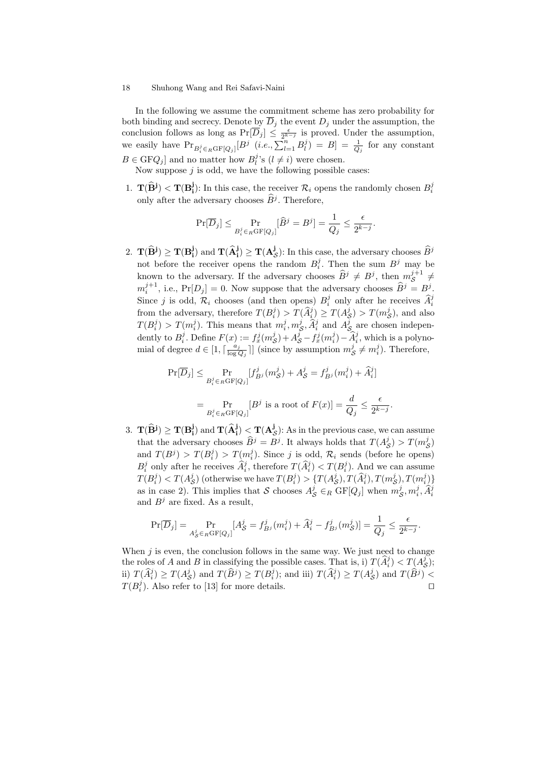In the following we assume the commitment scheme has zero probability for both binding and secrecy. Denote by $\overline{D}_j$ the event $D_j$ under the assumption, the conclusion follows as long as $\Pr[\overline{D}_j] \leq \frac{\epsilon}{2^{k-j}}$ is proved. Under the assumption, we easily have $\Pr_{B_i^j \in_R \mathrm{GF}[Q_j]}[B^j \ (i.e., \sum_{l=1}^n B_l^j) = B] = \frac{1}{Q_j}$ for any constant $B \in \mathrm{GF}Q_j]$ and no matter how $B_l^j$'s $(l \neq i)$ were chosen.

Now suppose $j$ is odd, we have the following possible cases:

1. $\mathbf{T}(\widehat{\mathbf{B}}^{\mathbf{j}}) < \mathbf{T}(\mathbf{B}_{\mathbf{i}}^{\mathbf{j}})$: In this case, the receiver $\mathcal{R}_i$ opens the randomly chosen $B_i^j$ only after the adversary chooses $\widehat{B}^j$. Therefore,
$$\Pr[\overline{D}_j] \leq \Pr_{B_i^j \in_R \mathrm{GF}[Q_j]}[\widehat{B}^j = B^j] = \frac{1}{Q_j} \leq \frac{\epsilon}{2^{k-j}}.$$

2. $\mathbf{T}(\widehat{\mathbf{B}}^{\mathbf{j}}) \geq \mathbf{T}(\mathbf{B}_{\mathbf{i}}^{\mathbf{j}})$ and $\mathbf{T}(\widehat{\mathbf{A}}_{\mathbf{i}}^{\mathbf{j}}) \geq \mathbf{T}(\mathbf{A}_{\mathcal{S}}^{\mathbf{j}})$: In this case, the adversary chooses $\widehat{B}^j$ not before the receiver opens the random $B_i^j$. Then the sum $B^j$ may be known to the adversary. If the adversary chooses $\widehat{B}^j \neq B^j$, then $m_{\mathcal{S}}^{j+1} \neq m_i^{j+1}$, i.e., $\Pr[D_j] = 0$. Now suppose that the adversary chooses $\widehat{B}^j = B^j$. Since $j$ is odd, $\mathcal{R}_i$ chooses (and then opens) $B_i^j$ only after he receives $\widehat{A}_i^j$ from the adversary, therefore $T(B_i^j) > T(\widehat{A}_i^j) \geq T(A_{\mathcal{S}}^j) > T(m_{\mathcal{S}}^j)$, and also $T(B_i^j) > T(m_i^j)$. This means that $m_i^j, m_{\mathcal{S}}^j, \widehat{A}_i^j$ and $A_{\mathcal{S}}^j$ are chosen independently to $B_i^j$. Define $F(x) := f_x^j(m_{\mathcal{S}}^j) + A_{\mathcal{S}}^j - f_x^j(m_i^j) - \widehat{A}_i^j$, which is a polynomial of degree $d \in [1, \lceil \frac{a_j}{\log Q_j} \rceil]$ (since by assumption $m_{\mathcal{S}}^j \neq m_i^j$). Therefore,
$$\Pr[\overline{D}_j] \leq \Pr_{B_i^j \in_R \mathrm{GF}[Q_j]}[f_{B^j}^j(m_{\mathcal{S}}^j) + A_{\mathcal{S}}^j = f_{B^j}^j(m_i^j) + \widehat{A}_i^j]$$
$$= \Pr_{B_i^j \in_R \mathrm{GF}[Q_j]}[B^j \text{ is a root of } F(x)] = \frac{d}{Q_j} \leq \frac{\epsilon}{2^{k-j}}.$$

3. $\mathbf{T}(\widehat{\mathbf{B}}^{\mathbf{j}}) \geq \mathbf{T}(\mathbf{B}_{\mathbf{i}}^{\mathbf{j}})$ and $\mathbf{T}(\widehat{\mathbf{A}}_{\mathbf{i}}^{\mathbf{j}}) < \mathbf{T}(\mathbf{A}_{\mathcal{S}}^{\mathbf{j}})$: As in the previous case, we can assume that the adversary chooses $\widehat{B}^j = B^j$. It always holds that $T(A_{\mathcal{S}}^j) > T(m_{\mathcal{S}}^j)$ and $T(B^j) > T(B_i^j) > T(m_i^j)$. Since $j$ is odd, $\mathcal{R}_i$ sends (before he opens) $B_i^j$ only after he receives $\widehat{A}_i^j$, therefore $T(\widehat{A}_i^j) < T(B_i^j)$. And we can assume $T(B_i^j) < T(A_{\mathcal{S}}^j)$ (otherwise we have $T(B_i^j) > \{T(A_{\mathcal{S}}^j), T(\widehat{A}_i^j), T(m_{\mathcal{S}}^j), T(m_i^j)\}$ as in case 2). This implies that $\mathcal{S}$ chooses $A_{\mathcal{S}}^j \in_R \mathrm{GF}[Q_j]$ when $m_{\mathcal{S}}^j, m_i^j, \widehat{A}_i^j$ and $B^j$ are fixed. As a result,
$$\Pr[\overline{D}_j] = \Pr_{A_{\mathcal{S}}^j \in_R \mathrm{GF}[Q_j]}[A_{\mathcal{S}}^j = f_{B^j}^j(m_i^j) + \widehat{A}_i^j - f_{B^j}^j(m_{\mathcal{S}}^j)] = \frac{1}{Q_j} \leq \frac{\epsilon}{2^{k-j}}.$$

When $j$ is even, the conclusion follows in the same way. We just need to change the roles of $A$ and $B$ in classifying the possible cases. That is, i) $T(\widehat{A}_i^j) < T(A_{\mathcal{S}}^j)$; ii) $T(\widehat{A}_i^j) \geq T(A_{\mathcal{S}}^j)$ and $T(\widehat{B}^j) \geq T(B_i^j)$; and iii) $T(\widehat{A}_i^j) \geq T(A_{\mathcal{S}}^j)$ and $T(\widehat{B}^j) < T(B_i^j)$. Also refer to [13] for more details. $\square$